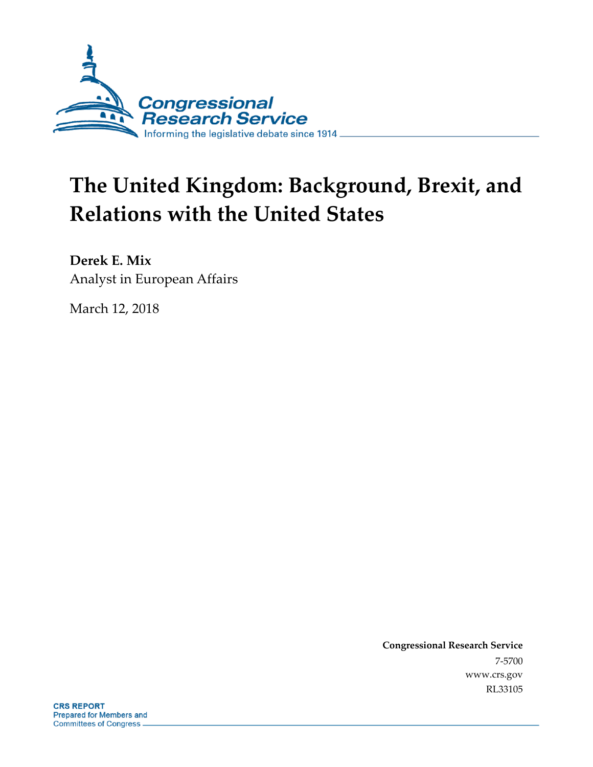Congressional Research Service

Informing the legislative debate since 1914

# The United Kingdom: Background, Brexit, and Relations with the United States

**Derek E. Mix**
Analyst in European Affairs

March 12, 2018

**Congressional Research Service**
7-5700
www.crs.gov
RL33105

**CRS REPORT**
Prepared for Members and Committees of Congress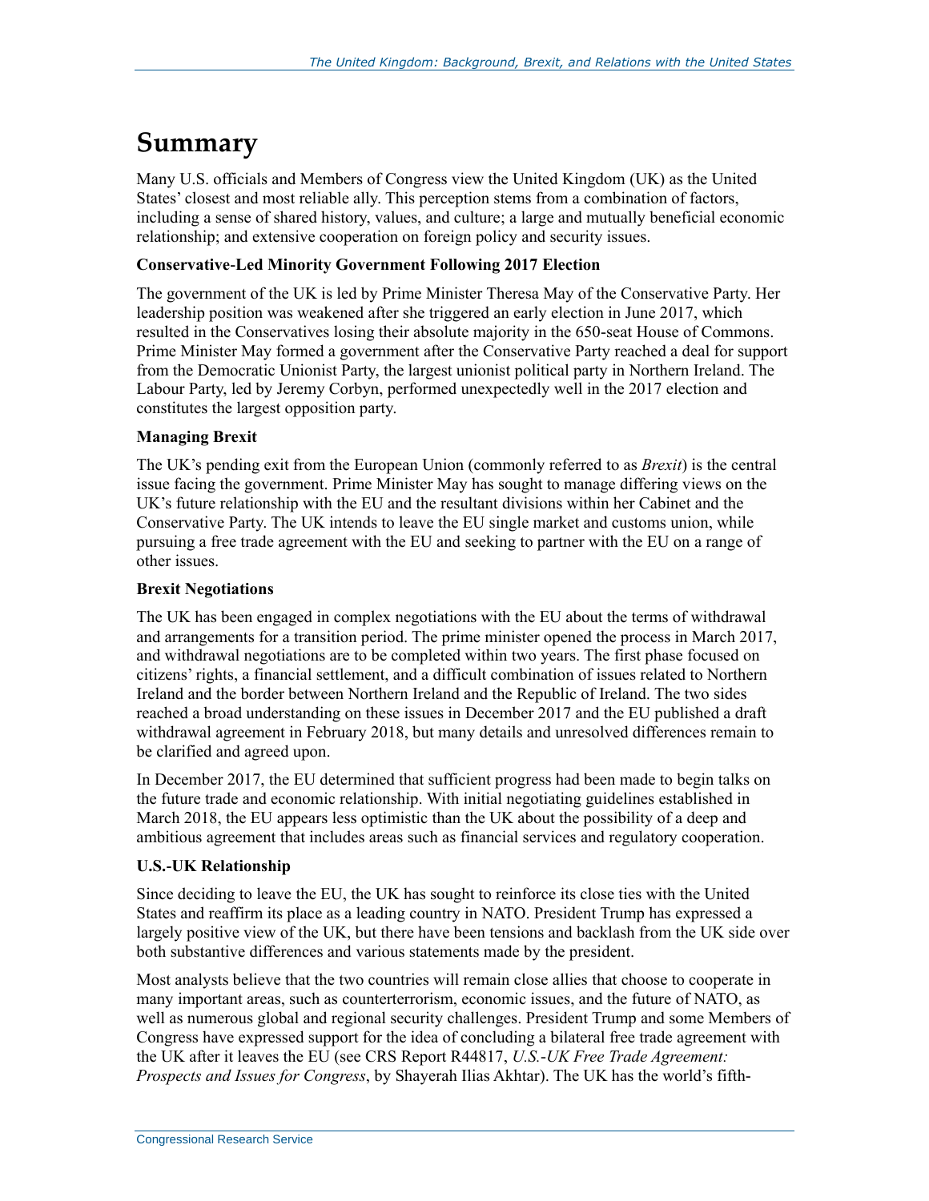# Summary

Many U.S. officials and Members of Congress view the United Kingdom (UK) as the United States' closest and most reliable ally. This perception stems from a combination of factors, including a sense of shared history, values, and culture; a large and mutually beneficial economic relationship; and extensive cooperation on foreign policy and security issues.

**Conservative-Led Minority Government Following 2017 Election**

The government of the UK is led by Prime Minister Theresa May of the Conservative Party. Her leadership position was weakened after she triggered an early election in June 2017, which resulted in the Conservatives losing their absolute majority in the 650-seat House of Commons. Prime Minister May formed a government after the Conservative Party reached a deal for support from the Democratic Unionist Party, the largest unionist political party in Northern Ireland. The Labour Party, led by Jeremy Corbyn, performed unexpectedly well in the 2017 election and constitutes the largest opposition party.

**Managing Brexit**

The UK's pending exit from the European Union (commonly referred to as *Brexit*) is the central issue facing the government. Prime Minister May has sought to manage differing views on the UK's future relationship with the EU and the resultant divisions within her Cabinet and the Conservative Party. The UK intends to leave the EU single market and customs union, while pursuing a free trade agreement with the EU and seeking to partner with the EU on a range of other issues.

**Brexit Negotiations**

The UK has been engaged in complex negotiations with the EU about the terms of withdrawal and arrangements for a transition period. The prime minister opened the process in March 2017, and withdrawal negotiations are to be completed within two years. The first phase focused on citizens' rights, a financial settlement, and a difficult combination of issues related to Northern Ireland and the border between Northern Ireland and the Republic of Ireland. The two sides reached a broad understanding on these issues in December 2017 and the EU published a draft withdrawal agreement in February 2018, but many details and unresolved differences remain to be clarified and agreed upon.

In December 2017, the EU determined that sufficient progress had been made to begin talks on the future trade and economic relationship. With initial negotiating guidelines established in March 2018, the EU appears less optimistic than the UK about the possibility of a deep and ambitious agreement that includes areas such as financial services and regulatory cooperation.

**U.S.-UK Relationship**

Since deciding to leave the EU, the UK has sought to reinforce its close ties with the United States and reaffirm its place as a leading country in NATO. President Trump has expressed a largely positive view of the UK, but there have been tensions and backlash from the UK side over both substantive differences and various statements made by the president.

Most analysts believe that the two countries will remain close allies that choose to cooperate in many important areas, such as counterterrorism, economic issues, and the future of NATO, as well as numerous global and regional security challenges. President Trump and some Members of Congress have expressed support for the idea of concluding a bilateral free trade agreement with the UK after it leaves the EU (see CRS Report R44817, *U.S.-UK Free Trade Agreement: Prospects and Issues for Congress*, by Shayerah Ilias Akhtar). The UK has the world's fifth-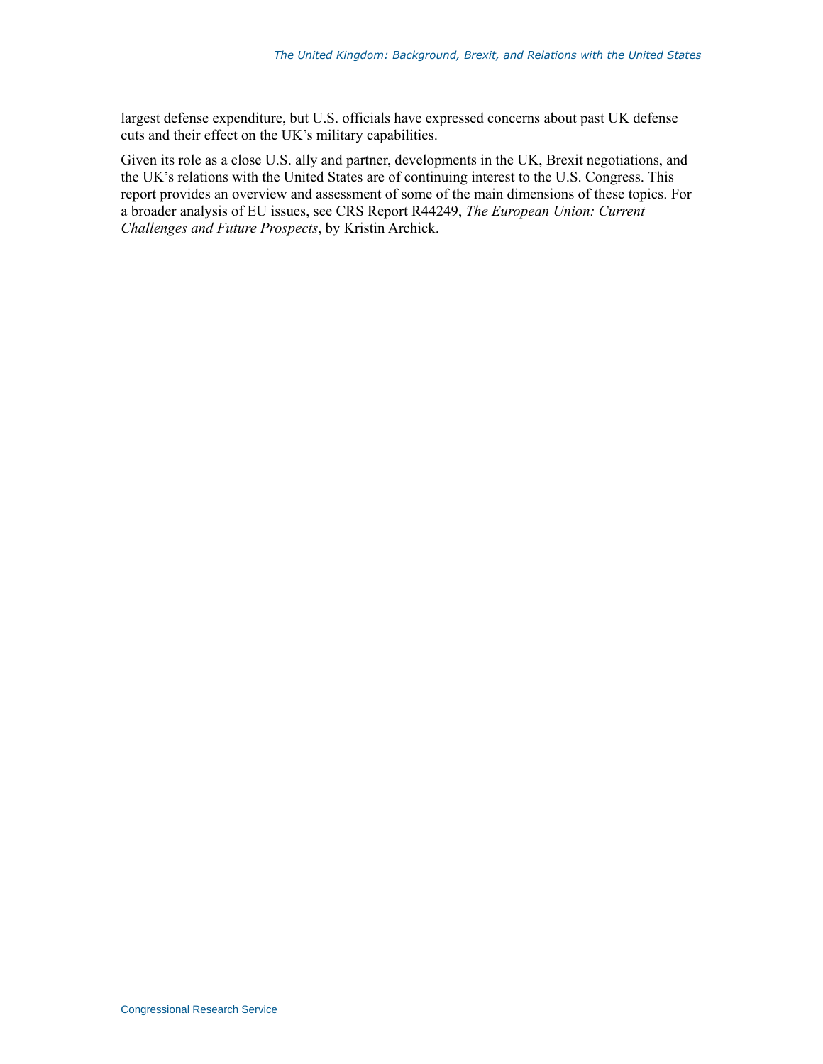largest defense expenditure, but U.S. officials have expressed concerns about past UK defense cuts and their effect on the UK's military capabilities.

Given its role as a close U.S. ally and partner, developments in the UK, Brexit negotiations, and the UK's relations with the United States are of continuing interest to the U.S. Congress. This report provides an overview and assessment of some of the main dimensions of these topics. For a broader analysis of EU issues, see CRS Report R44249, *The European Union: Current Challenges and Future Prospects*, by Kristin Archick.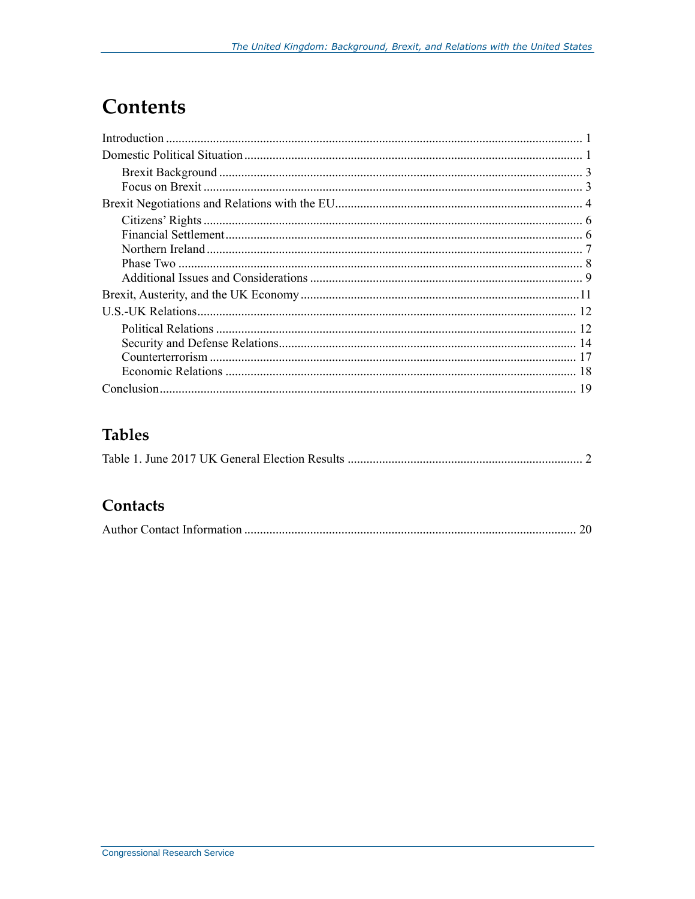# Contents

Introduction ..................................................................................................................... 1
Domestic Political Situation ........................................................................................... 1
    Brexit Background .................................................................................................... 3
    Focus on Brexit ........................................................................................................ 3
Brexit Negotiations and Relations with the EU .............................................................. 4
    Citizens' Rights ....................................................................................................... 6
    Financial Settlement ................................................................................................ 6
    Northern Ireland ...................................................................................................... 7
    Phase Two ............................................................................................................... 8
    Additional Issues and Considerations ...................................................................... 9
Brexit, Austerity, and the UK Economy ........................................................................ 11
U.S.-UK Relations ......................................................................................................... 12
    Political Relations .................................................................................................. 12
    Security and Defense Relations ............................................................................. 14
    Counterterrorism .................................................................................................... 17
    Economic Relations ............................................................................................... 18
Conclusion .................................................................................................................... 19

## Tables

Table 1. June 2017 UK General Election Results ........................................................... 2

## Contacts

Author Contact Information ........................................................................................ 20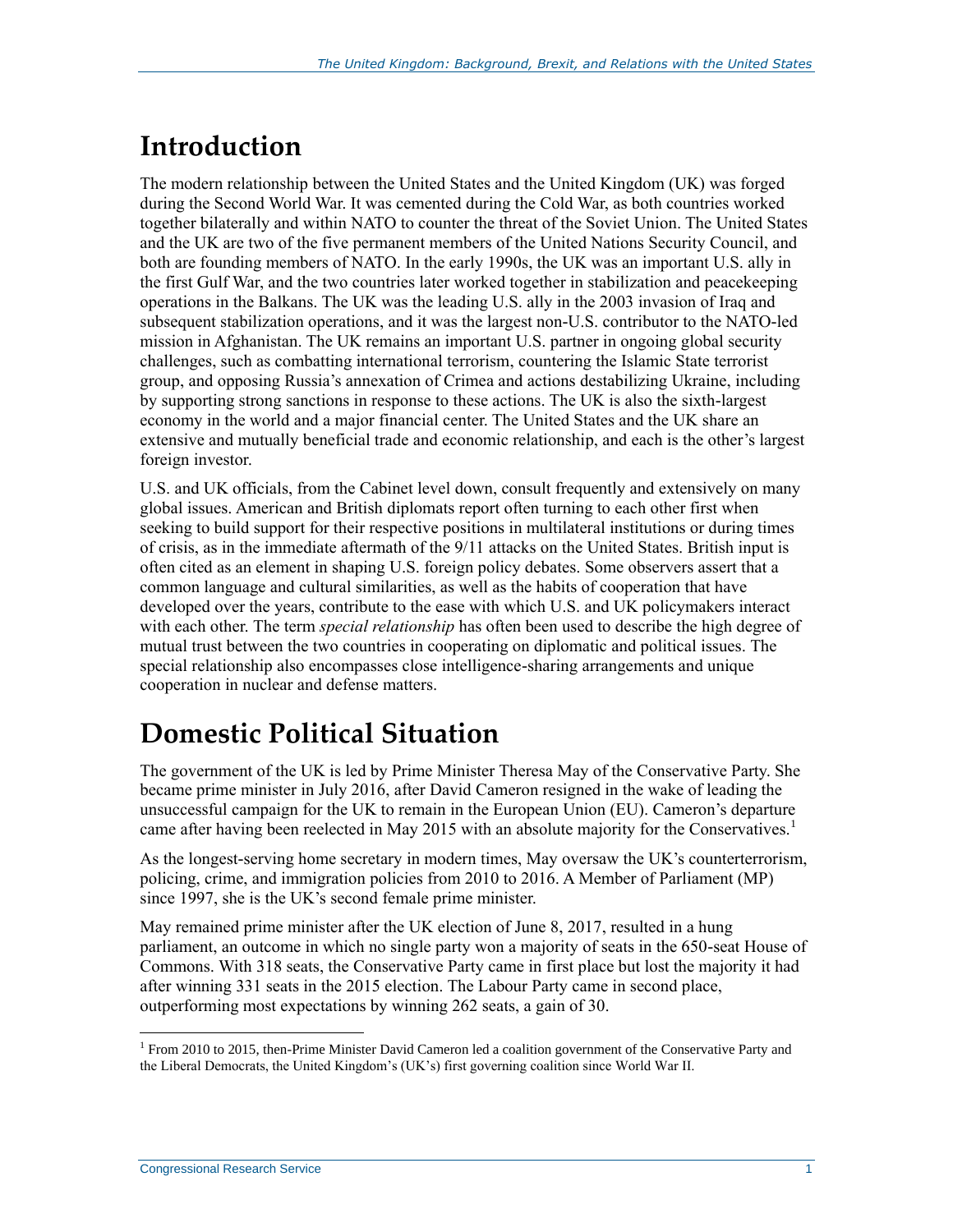# Introduction

The modern relationship between the United States and the United Kingdom (UK) was forged during the Second World War. It was cemented during the Cold War, as both countries worked together bilaterally and within NATO to counter the threat of the Soviet Union. The United States and the UK are two of the five permanent members of the United Nations Security Council, and both are founding members of NATO. In the early 1990s, the UK was an important U.S. ally in the first Gulf War, and the two countries later worked together in stabilization and peacekeeping operations in the Balkans. The UK was the leading U.S. ally in the 2003 invasion of Iraq and subsequent stabilization operations, and it was the largest non-U.S. contributor to the NATO-led mission in Afghanistan. The UK remains an important U.S. partner in ongoing global security challenges, such as combatting international terrorism, countering the Islamic State terrorist group, and opposing Russia's annexation of Crimea and actions destabilizing Ukraine, including by supporting strong sanctions in response to these actions. The UK is also the sixth-largest economy in the world and a major financial center. The United States and the UK share an extensive and mutually beneficial trade and economic relationship, and each is the other's largest foreign investor.

U.S. and UK officials, from the Cabinet level down, consult frequently and extensively on many global issues. American and British diplomats report often turning to each other first when seeking to build support for their respective positions in multilateral institutions or during times of crisis, as in the immediate aftermath of the 9/11 attacks on the United States. British input is often cited as an element in shaping U.S. foreign policy debates. Some observers assert that a common language and cultural similarities, as well as the habits of cooperation that have developed over the years, contribute to the ease with which U.S. and UK policymakers interact with each other. The term *special relationship* has often been used to describe the high degree of mutual trust between the two countries in cooperating on diplomatic and political issues. The special relationship also encompasses close intelligence-sharing arrangements and unique cooperation in nuclear and defense matters.

# Domestic Political Situation

The government of the UK is led by Prime Minister Theresa May of the Conservative Party. She became prime minister in July 2016, after David Cameron resigned in the wake of leading the unsuccessful campaign for the UK to remain in the European Union (EU). Cameron's departure came after having been reelected in May 2015 with an absolute majority for the Conservatives.[1]

As the longest-serving home secretary in modern times, May oversaw the UK's counterterrorism, policing, crime, and immigration policies from 2010 to 2016. A Member of Parliament (MP) since 1997, she is the UK's second female prime minister.

May remained prime minister after the UK election of June 8, 2017, resulted in a hung parliament, an outcome in which no single party won a majority of seats in the 650-seat House of Commons. With 318 seats, the Conservative Party came in first place but lost the majority it had after winning 331 seats in the 2015 election. The Labour Party came in second place, outperforming most expectations by winning 262 seats, a gain of 30.

[1] From 2010 to 2015, then-Prime Minister David Cameron led a coalition government of the Conservative Party and the Liberal Democrats, the United Kingdom's (UK's) first governing coalition since World War II.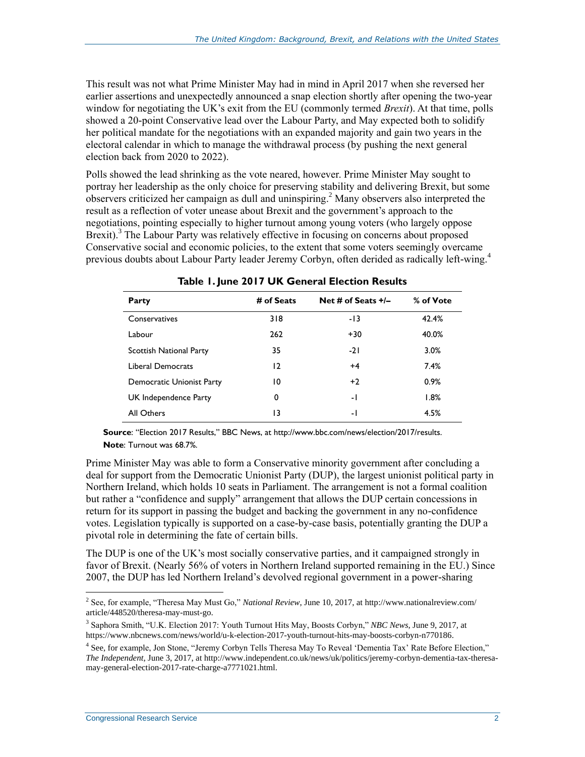This result was not what Prime Minister May had in mind in April 2017 when she reversed her earlier assertions and unexpectedly announced a snap election shortly after opening the two-year window for negotiating the UK's exit from the EU (commonly termed *Brexit*). At that time, polls showed a 20-point Conservative lead over the Labour Party, and May expected both to solidify her political mandate for the negotiations with an expanded majority and gain two years in the electoral calendar in which to manage the withdrawal process (by pushing the next general election back from 2020 to 2022).

Polls showed the lead shrinking as the vote neared, however. Prime Minister May sought to portray her leadership as the only choice for preserving stability and delivering Brexit, but some observers criticized her campaign as dull and uninspiring.[2] Many observers also interpreted the result as a reflection of voter unease about Brexit and the government's approach to the negotiations, pointing especially to higher turnout among young voters (who largely oppose Brexit).[3] The Labour Party was relatively effective in focusing on concerns about proposed Conservative social and economic policies, to the extent that some voters seemingly overcame previous doubts about Labour Party leader Jeremy Corbyn, often derided as radically left-wing.[4]

**Table 1. June 2017 UK General Election Results**

| Party | # of Seats | Net # of Seats +/– | % of Vote |
|---|---|---|---|
| Conservatives | 318 | -13 | 42.4% |
| Labour | 262 | +30 | 40.0% |
| Scottish National Party | 35 | -21 | 3.0% |
| Liberal Democrats | 12 | +4 | 7.4% |
| Democratic Unionist Party | 10 | +2 | 0.9% |
| UK Independence Party | 0 | -1 | 1.8% |
| All Others | 13 | -1 | 4.5% |

**Source**: "Election 2017 Results," BBC News, at http://www.bbc.com/news/election/2017/results.

**Note**: Turnout was 68.7%.

Prime Minister May was able to form a Conservative minority government after concluding a deal for support from the Democratic Unionist Party (DUP), the largest unionist political party in Northern Ireland, which holds 10 seats in Parliament. The arrangement is not a formal coalition but rather a "confidence and supply" arrangement that allows the DUP certain concessions in return for its support in passing the budget and backing the government in any no-confidence votes. Legislation typically is supported on a case-by-case basis, potentially granting the DUP a pivotal role in determining the fate of certain bills.

The DUP is one of the UK's most socially conservative parties, and it campaigned strongly in favor of Brexit. (Nearly 56% of voters in Northern Ireland supported remaining in the EU.) Since 2007, the DUP has led Northern Ireland's devolved regional government in a power-sharing

---

[2] See, for example, "Theresa May Must Go," *National Review*, June 10, 2017, at http://www.nationalreview.com/article/448520/theresa-may-must-go.

[3] Saphora Smith, "U.K. Election 2017: Youth Turnout Hits May, Boosts Corbyn," *NBC News*, June 9, 2017, at https://www.nbcnews.com/news/world/u-k-election-2017-youth-turnout-hits-may-boosts-corbyn-n770186.

[4] See, for example, Jon Stone, "Jeremy Corbyn Tells Theresa May To Reveal 'Dementia Tax' Rate Before Election," *The Independent*, June 3, 2017, at http://www.independent.co.uk/news/uk/politics/jeremy-corbyn-dementia-tax-theresa-may-general-election-2017-rate-charge-a7771021.html.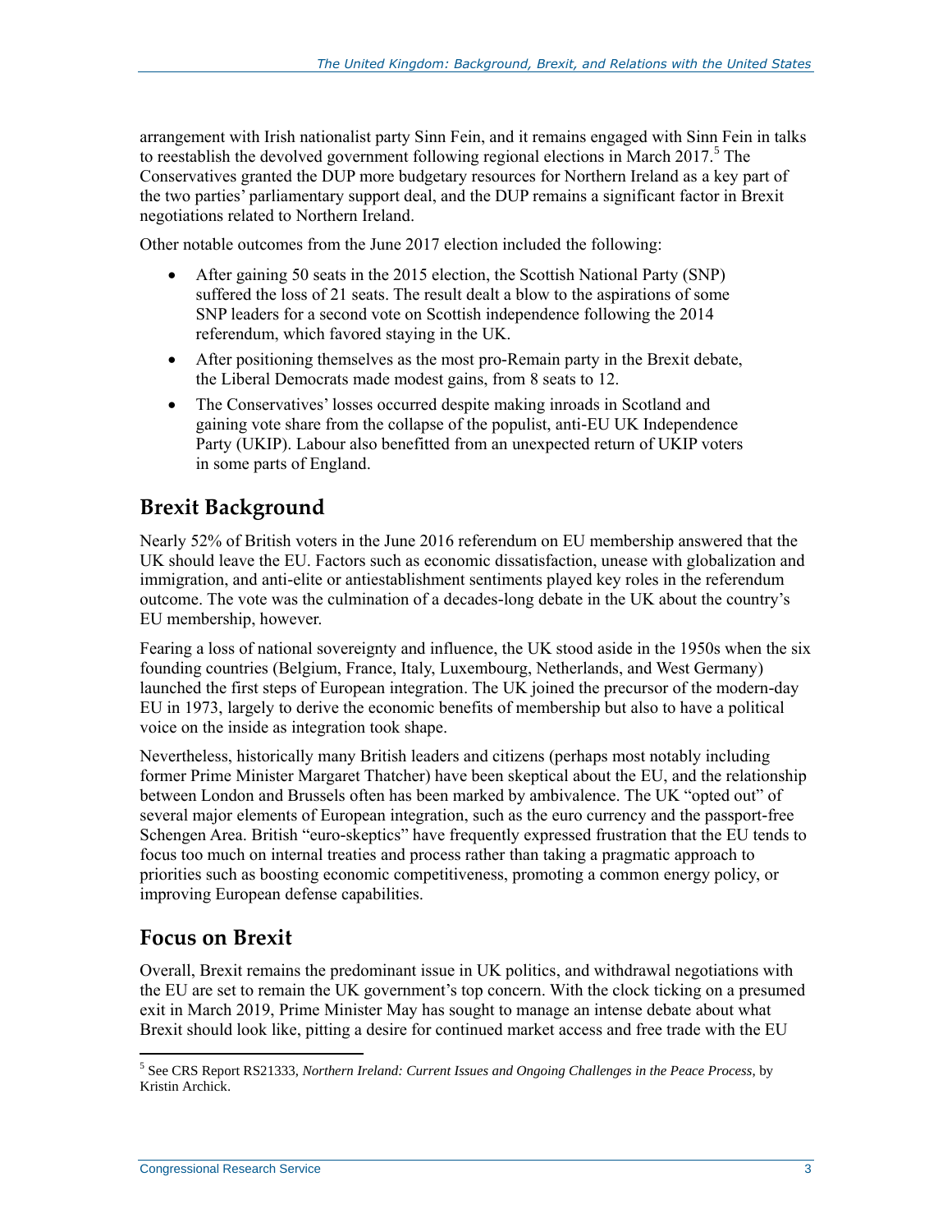arrangement with Irish nationalist party Sinn Fein, and it remains engaged with Sinn Fein in talks to reestablish the devolved government following regional elections in March 2017.[5] The Conservatives granted the DUP more budgetary resources for Northern Ireland as a key part of the two parties' parliamentary support deal, and the DUP remains a significant factor in Brexit negotiations related to Northern Ireland.

Other notable outcomes from the June 2017 election included the following:

- After gaining 50 seats in the 2015 election, the Scottish National Party (SNP) suffered the loss of 21 seats. The result dealt a blow to the aspirations of some SNP leaders for a second vote on Scottish independence following the 2014 referendum, which favored staying in the UK.
- After positioning themselves as the most pro-Remain party in the Brexit debate, the Liberal Democrats made modest gains, from 8 seats to 12.
- The Conservatives' losses occurred despite making inroads in Scotland and gaining vote share from the collapse of the populist, anti-EU UK Independence Party (UKIP). Labour also benefitted from an unexpected return of UKIP voters in some parts of England.

## Brexit Background

Nearly 52% of British voters in the June 2016 referendum on EU membership answered that the UK should leave the EU. Factors such as economic dissatisfaction, unease with globalization and immigration, and anti-elite or antiestablishment sentiments played key roles in the referendum outcome. The vote was the culmination of a decades-long debate in the UK about the country's EU membership, however.

Fearing a loss of national sovereignty and influence, the UK stood aside in the 1950s when the six founding countries (Belgium, France, Italy, Luxembourg, Netherlands, and West Germany) launched the first steps of European integration. The UK joined the precursor of the modern-day EU in 1973, largely to derive the economic benefits of membership but also to have a political voice on the inside as integration took shape.

Nevertheless, historically many British leaders and citizens (perhaps most notably including former Prime Minister Margaret Thatcher) have been skeptical about the EU, and the relationship between London and Brussels often has been marked by ambivalence. The UK "opted out" of several major elements of European integration, such as the euro currency and the passport-free Schengen Area. British "euro-skeptics" have frequently expressed frustration that the EU tends to focus too much on internal treaties and process rather than taking a pragmatic approach to priorities such as boosting economic competitiveness, promoting a common energy policy, or improving European defense capabilities.

## Focus on Brexit

Overall, Brexit remains the predominant issue in UK politics, and withdrawal negotiations with the EU are set to remain the UK government's top concern. With the clock ticking on a presumed exit in March 2019, Prime Minister May has sought to manage an intense debate about what Brexit should look like, pitting a desire for continued market access and free trade with the EU

[5] See CRS Report RS21333, *Northern Ireland: Current Issues and Ongoing Challenges in the Peace Process*, by Kristin Archick.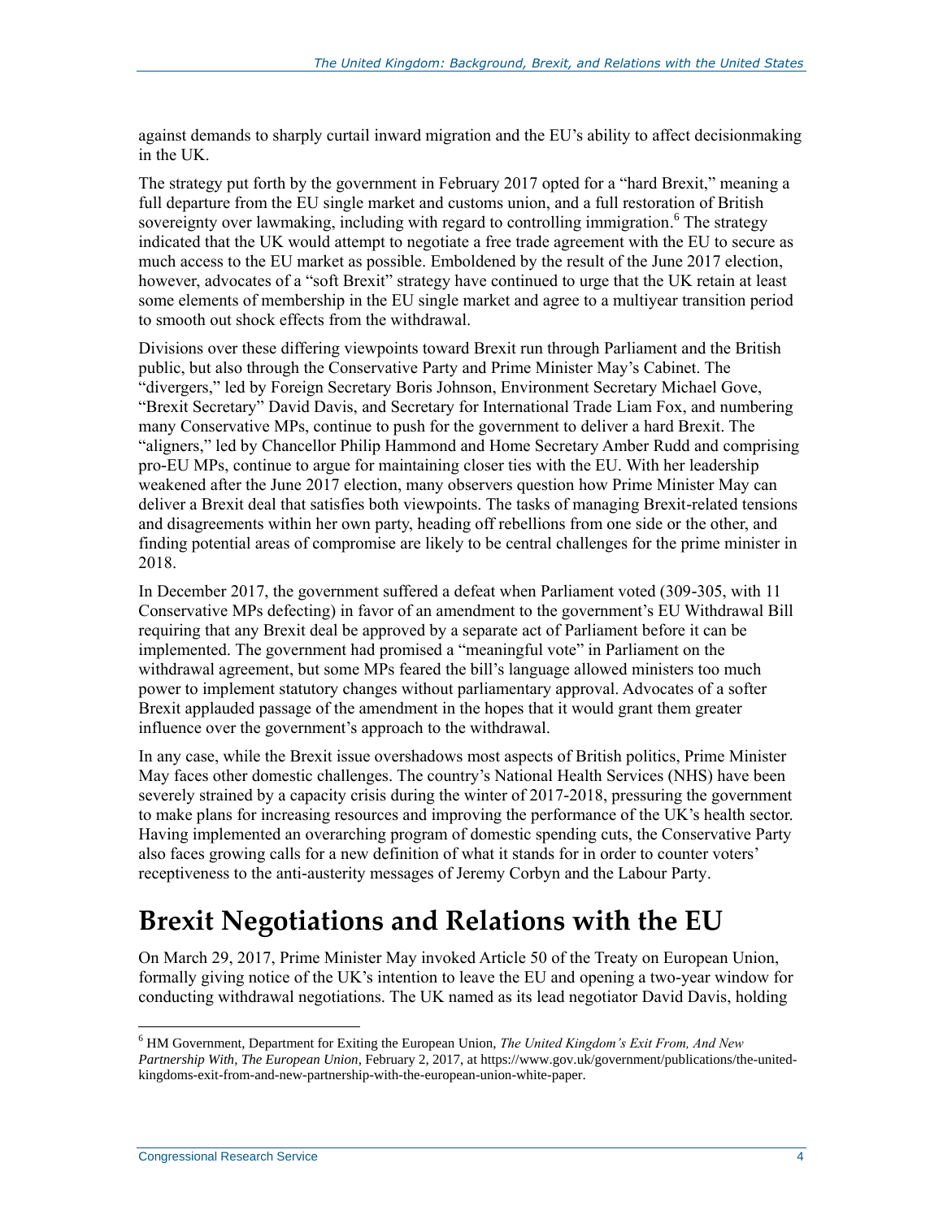against demands to sharply curtail inward migration and the EU's ability to affect decisionmaking in the UK.

The strategy put forth by the government in February 2017 opted for a "hard Brexit," meaning a full departure from the EU single market and customs union, and a full restoration of British sovereignty over lawmaking, including with regard to controlling immigration.[6] The strategy indicated that the UK would attempt to negotiate a free trade agreement with the EU to secure as much access to the EU market as possible. Emboldened by the result of the June 2017 election, however, advocates of a "soft Brexit" strategy have continued to urge that the UK retain at least some elements of membership in the EU single market and agree to a multiyear transition period to smooth out shock effects from the withdrawal.

Divisions over these differing viewpoints toward Brexit run through Parliament and the British public, but also through the Conservative Party and Prime Minister May's Cabinet. The "divergers," led by Foreign Secretary Boris Johnson, Environment Secretary Michael Gove, "Brexit Secretary" David Davis, and Secretary for International Trade Liam Fox, and numbering many Conservative MPs, continue to push for the government to deliver a hard Brexit. The "aligners," led by Chancellor Philip Hammond and Home Secretary Amber Rudd and comprising pro-EU MPs, continue to argue for maintaining closer ties with the EU. With her leadership weakened after the June 2017 election, many observers question how Prime Minister May can deliver a Brexit deal that satisfies both viewpoints. The tasks of managing Brexit-related tensions and disagreements within her own party, heading off rebellions from one side or the other, and finding potential areas of compromise are likely to be central challenges for the prime minister in 2018.

In December 2017, the government suffered a defeat when Parliament voted (309-305, with 11 Conservative MPs defecting) in favor of an amendment to the government's EU Withdrawal Bill requiring that any Brexit deal be approved by a separate act of Parliament before it can be implemented. The government had promised a "meaningful vote" in Parliament on the withdrawal agreement, but some MPs feared the bill's language allowed ministers too much power to implement statutory changes without parliamentary approval. Advocates of a softer Brexit applauded passage of the amendment in the hopes that it would grant them greater influence over the government's approach to the withdrawal.

In any case, while the Brexit issue overshadows most aspects of British politics, Prime Minister May faces other domestic challenges. The country's National Health Services (NHS) have been severely strained by a capacity crisis during the winter of 2017-2018, pressuring the government to make plans for increasing resources and improving the performance of the UK's health sector. Having implemented an overarching program of domestic spending cuts, the Conservative Party also faces growing calls for a new definition of what it stands for in order to counter voters' receptiveness to the anti-austerity messages of Jeremy Corbyn and the Labour Party.

# Brexit Negotiations and Relations with the EU

On March 29, 2017, Prime Minister May invoked Article 50 of the Treaty on European Union, formally giving notice of the UK's intention to leave the EU and opening a two-year window for conducting withdrawal negotiations. The UK named as its lead negotiator David Davis, holding

[6] HM Government, Department for Exiting the European Union, *The United Kingdom's Exit From, And New Partnership With, The European Union*, February 2, 2017, at https://www.gov.uk/government/publications/the-united-kingdoms-exit-from-and-new-partnership-with-the-european-union-white-paper.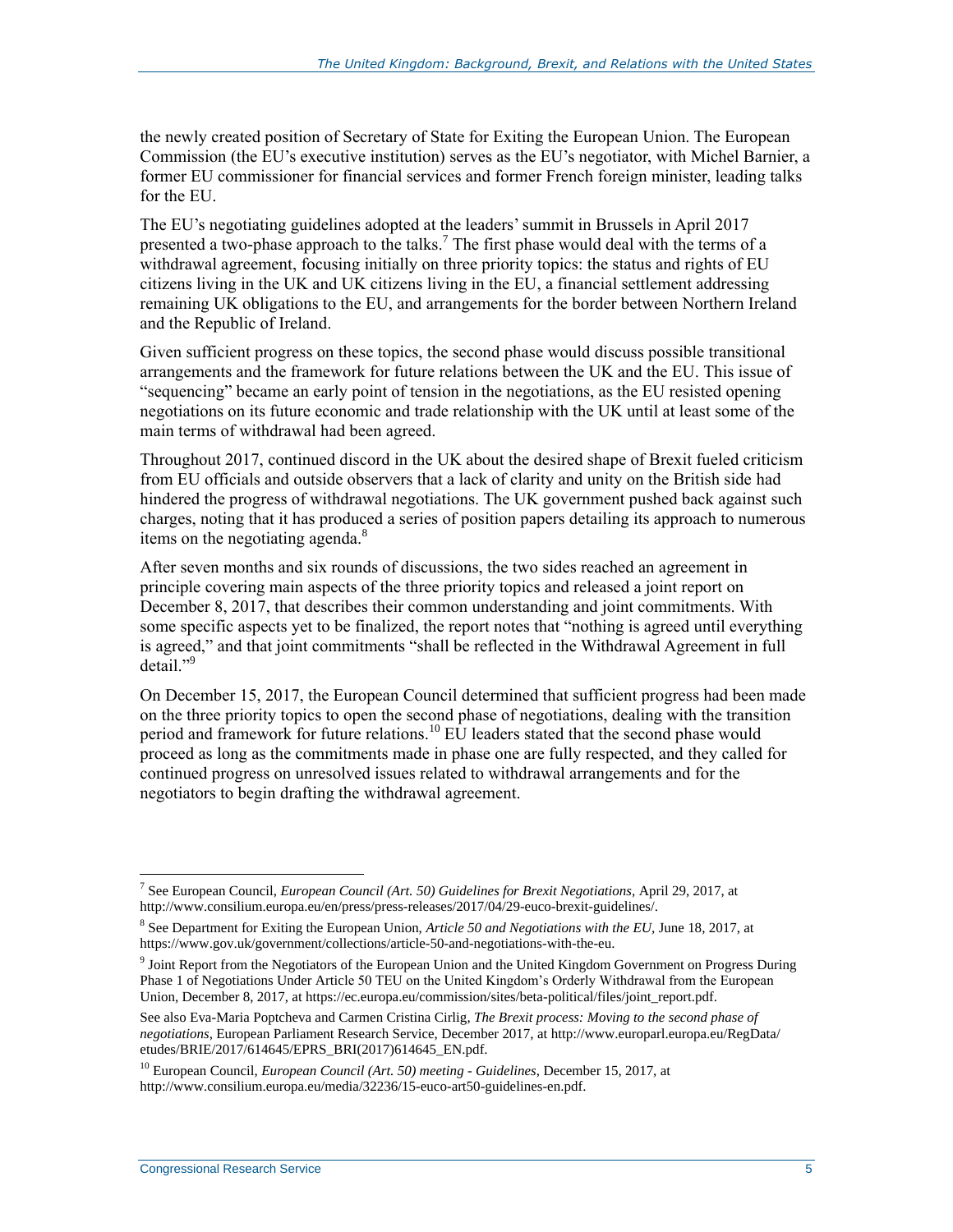the newly created position of Secretary of State for Exiting the European Union. The European Commission (the EU's executive institution) serves as the EU's negotiator, with Michel Barnier, a former EU commissioner for financial services and former French foreign minister, leading talks for the EU.

The EU's negotiating guidelines adopted at the leaders' summit in Brussels in April 2017 presented a two-phase approach to the talks.[7] The first phase would deal with the terms of a withdrawal agreement, focusing initially on three priority topics: the status and rights of EU citizens living in the UK and UK citizens living in the EU, a financial settlement addressing remaining UK obligations to the EU, and arrangements for the border between Northern Ireland and the Republic of Ireland.

Given sufficient progress on these topics, the second phase would discuss possible transitional arrangements and the framework for future relations between the UK and the EU. This issue of "sequencing" became an early point of tension in the negotiations, as the EU resisted opening negotiations on its future economic and trade relationship with the UK until at least some of the main terms of withdrawal had been agreed.

Throughout 2017, continued discord in the UK about the desired shape of Brexit fueled criticism from EU officials and outside observers that a lack of clarity and unity on the British side had hindered the progress of withdrawal negotiations. The UK government pushed back against such charges, noting that it has produced a series of position papers detailing its approach to numerous items on the negotiating agenda.[8]

After seven months and six rounds of discussions, the two sides reached an agreement in principle covering main aspects of the three priority topics and released a joint report on December 8, 2017, that describes their common understanding and joint commitments. With some specific aspects yet to be finalized, the report notes that "nothing is agreed until everything is agreed," and that joint commitments "shall be reflected in the Withdrawal Agreement in full detail."[9]

On December 15, 2017, the European Council determined that sufficient progress had been made on the three priority topics to open the second phase of negotiations, dealing with the transition period and framework for future relations.[10] EU leaders stated that the second phase would proceed as long as the commitments made in phase one are fully respected, and they called for continued progress on unresolved issues related to withdrawal arrangements and for the negotiators to begin drafting the withdrawal agreement.

---

[7] See European Council, *European Council (Art. 50) Guidelines for Brexit Negotiations*, April 29, 2017, at http://www.consilium.europa.eu/en/press/press-releases/2017/04/29-euco-brexit-guidelines/.

[8] See Department for Exiting the European Union, *Article 50 and Negotiations with the EU*, June 18, 2017, at https://www.gov.uk/government/collections/article-50-and-negotiations-with-the-eu.

[9] Joint Report from the Negotiators of the European Union and the United Kingdom Government on Progress During Phase 1 of Negotiations Under Article 50 TEU on the United Kingdom's Orderly Withdrawal from the European Union, December 8, 2017, at https://ec.europa.eu/commission/sites/beta-political/files/joint_report.pdf.

See also Eva-Maria Poptcheva and Carmen Cristina Cirlig, *The Brexit process: Moving to the second phase of negotiations*, European Parliament Research Service, December 2017, at http://www.europarl.europa.eu/RegData/etudes/BRIE/2017/614645/EPRS_BRI(2017)614645_EN.pdf.

[10] European Council, *European Council (Art. 50) meeting - Guidelines*, December 15, 2017, at http://www.consilium.europa.eu/media/32236/15-euco-art50-guidelines-en.pdf.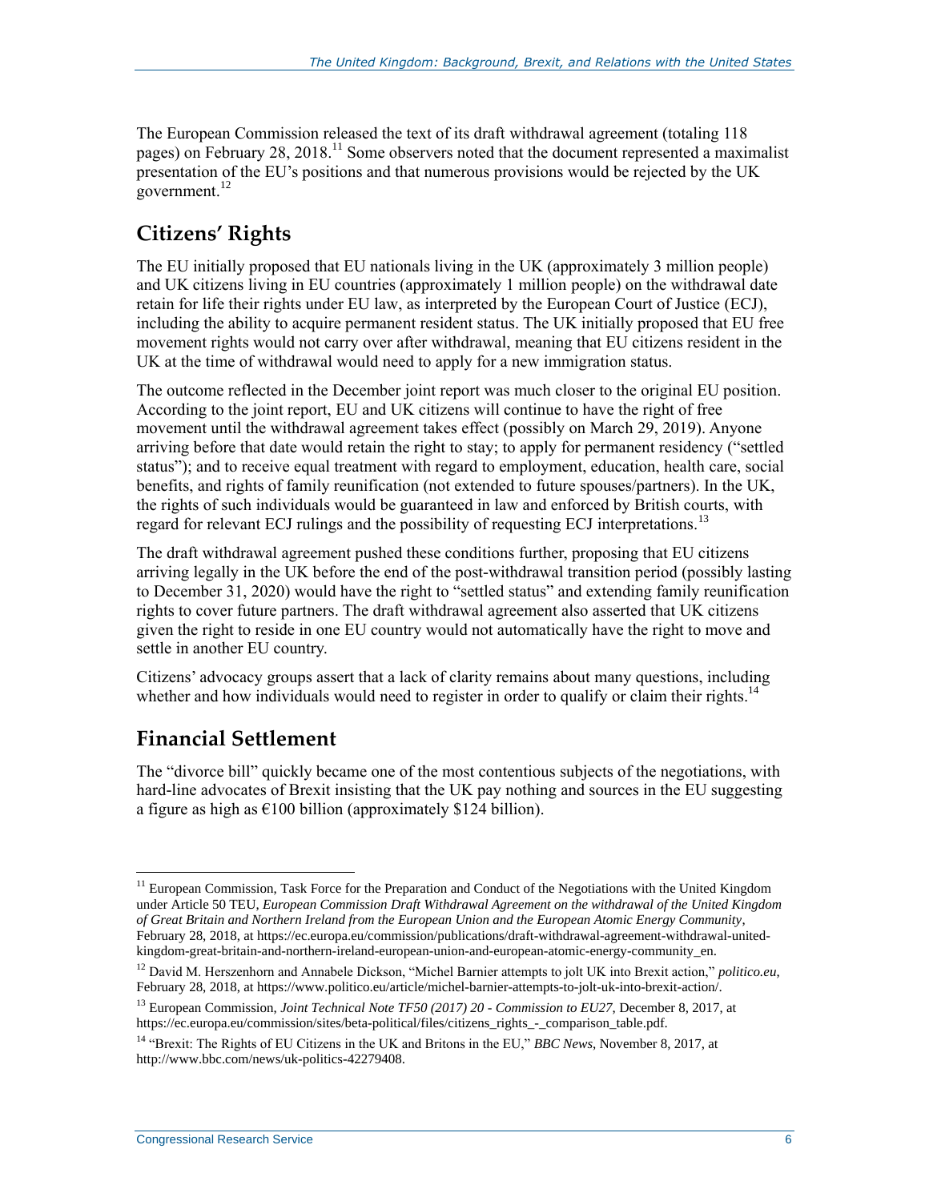The European Commission released the text of its draft withdrawal agreement (totaling 118 pages) on February 28, 2018.[11] Some observers noted that the document represented a maximalist presentation of the EU's positions and that numerous provisions would be rejected by the UK government.[12]

## Citizens' Rights

The EU initially proposed that EU nationals living in the UK (approximately 3 million people) and UK citizens living in EU countries (approximately 1 million people) on the withdrawal date retain for life their rights under EU law, as interpreted by the European Court of Justice (ECJ), including the ability to acquire permanent resident status. The UK initially proposed that EU free movement rights would not carry over after withdrawal, meaning that EU citizens resident in the UK at the time of withdrawal would need to apply for a new immigration status.

The outcome reflected in the December joint report was much closer to the original EU position. According to the joint report, EU and UK citizens will continue to have the right of free movement until the withdrawal agreement takes effect (possibly on March 29, 2019). Anyone arriving before that date would retain the right to stay; to apply for permanent residency ("settled status"); and to receive equal treatment with regard to employment, education, health care, social benefits, and rights of family reunification (not extended to future spouses/partners). In the UK, the rights of such individuals would be guaranteed in law and enforced by British courts, with regard for relevant ECJ rulings and the possibility of requesting ECJ interpretations.[13]

The draft withdrawal agreement pushed these conditions further, proposing that EU citizens arriving legally in the UK before the end of the post-withdrawal transition period (possibly lasting to December 31, 2020) would have the right to "settled status" and extending family reunification rights to cover future partners. The draft withdrawal agreement also asserted that UK citizens given the right to reside in one EU country would not automatically have the right to move and settle in another EU country.

Citizens' advocacy groups assert that a lack of clarity remains about many questions, including whether and how individuals would need to register in order to qualify or claim their rights.[14]

## Financial Settlement

The "divorce bill" quickly became one of the most contentious subjects of the negotiations, with hard-line advocates of Brexit insisting that the UK pay nothing and sources in the EU suggesting a figure as high as €100 billion (approximately $124 billion).

---

[11] European Commission, Task Force for the Preparation and Conduct of the Negotiations with the United Kingdom under Article 50 TEU, *European Commission Draft Withdrawal Agreement on the withdrawal of the United Kingdom of Great Britain and Northern Ireland from the European Union and the European Atomic Energy Community*, February 28, 2018, at https://ec.europa.eu/commission/publications/draft-withdrawal-agreement-withdrawal-united-kingdom-great-britain-and-northern-ireland-european-union-and-european-atomic-energy-community_en.

[12] David M. Herszenhorn and Annabele Dickson, "Michel Barnier attempts to jolt UK into Brexit action," *politico.eu*, February 28, 2018, at https://www.politico.eu/article/michel-barnier-attempts-to-jolt-uk-into-brexit-action/.

[13] European Commission, *Joint Technical Note TF50 (2017) 20 - Commission to EU27*, December 8, 2017, at https://ec.europa.eu/commission/sites/beta-political/files/citizens_rights_-_comparison_table.pdf.

[14] "Brexit: The Rights of EU Citizens in the UK and Britons in the EU," *BBC News*, November 8, 2017, at http://www.bbc.com/news/uk-politics-42279408.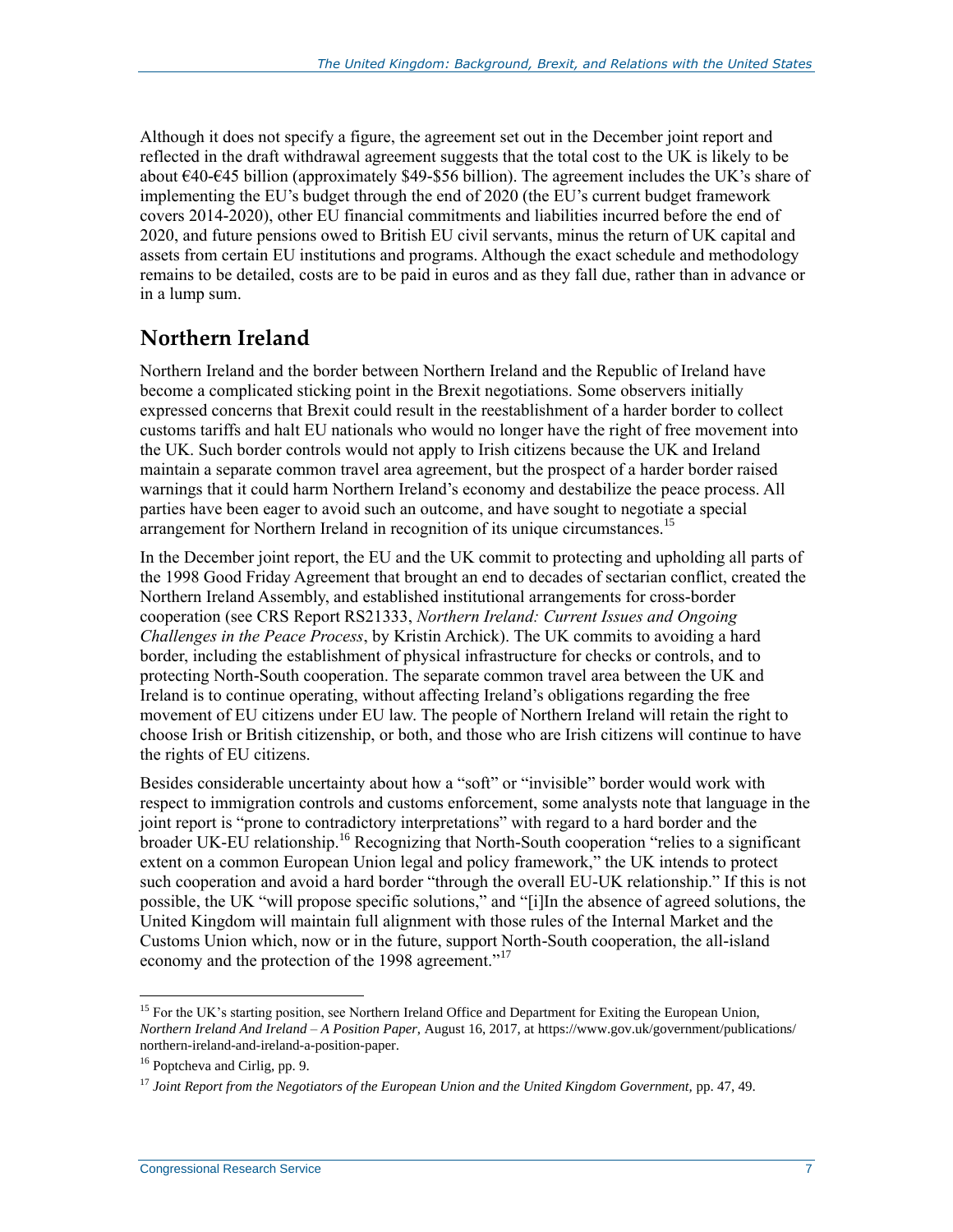Although it does not specify a figure, the agreement set out in the December joint report and reflected in the draft withdrawal agreement suggests that the total cost to the UK is likely to be about €40-€45 billion (approximately $49-$56 billion). The agreement includes the UK's share of implementing the EU's budget through the end of 2020 (the EU's current budget framework covers 2014-2020), other EU financial commitments and liabilities incurred before the end of 2020, and future pensions owed to British EU civil servants, minus the return of UK capital and assets from certain EU institutions and programs. Although the exact schedule and methodology remains to be detailed, costs are to be paid in euros and as they fall due, rather than in advance or in a lump sum.

## Northern Ireland

Northern Ireland and the border between Northern Ireland and the Republic of Ireland have become a complicated sticking point in the Brexit negotiations. Some observers initially expressed concerns that Brexit could result in the reestablishment of a harder border to collect customs tariffs and halt EU nationals who would no longer have the right of free movement into the UK. Such border controls would not apply to Irish citizens because the UK and Ireland maintain a separate common travel area agreement, but the prospect of a harder border raised warnings that it could harm Northern Ireland's economy and destabilize the peace process. All parties have been eager to avoid such an outcome, and have sought to negotiate a special arrangement for Northern Ireland in recognition of its unique circumstances.[15]

In the December joint report, the EU and the UK commit to protecting and upholding all parts of the 1998 Good Friday Agreement that brought an end to decades of sectarian conflict, created the Northern Ireland Assembly, and established institutional arrangements for cross-border cooperation (see CRS Report RS21333, *Northern Ireland: Current Issues and Ongoing Challenges in the Peace Process*, by Kristin Archick). The UK commits to avoiding a hard border, including the establishment of physical infrastructure for checks or controls, and to protecting North-South cooperation. The separate common travel area between the UK and Ireland is to continue operating, without affecting Ireland's obligations regarding the free movement of EU citizens under EU law. The people of Northern Ireland will retain the right to choose Irish or British citizenship, or both, and those who are Irish citizens will continue to have the rights of EU citizens.

Besides considerable uncertainty about how a "soft" or "invisible" border would work with respect to immigration controls and customs enforcement, some analysts note that language in the joint report is "prone to contradictory interpretations" with regard to a hard border and the broader UK-EU relationship.[16] Recognizing that North-South cooperation "relies to a significant extent on a common European Union legal and policy framework," the UK intends to protect such cooperation and avoid a hard border "through the overall EU-UK relationship." If this is not possible, the UK "will propose specific solutions," and "[i]In the absence of agreed solutions, the United Kingdom will maintain full alignment with those rules of the Internal Market and the Customs Union which, now or in the future, support North-South cooperation, the all-island economy and the protection of the 1998 agreement."[17]

---

[15] For the UK's starting position, see Northern Ireland Office and Department for Exiting the European Union, *Northern Ireland And Ireland – A Position Paper,* August 16, 2017, at https://www.gov.uk/government/publications/northern-ireland-and-ireland-a-position-paper.

[16] Poptcheva and Cirlig, pp. 9.

[17] *Joint Report from the Negotiators of the European Union and the United Kingdom Government,* pp. 47, 49.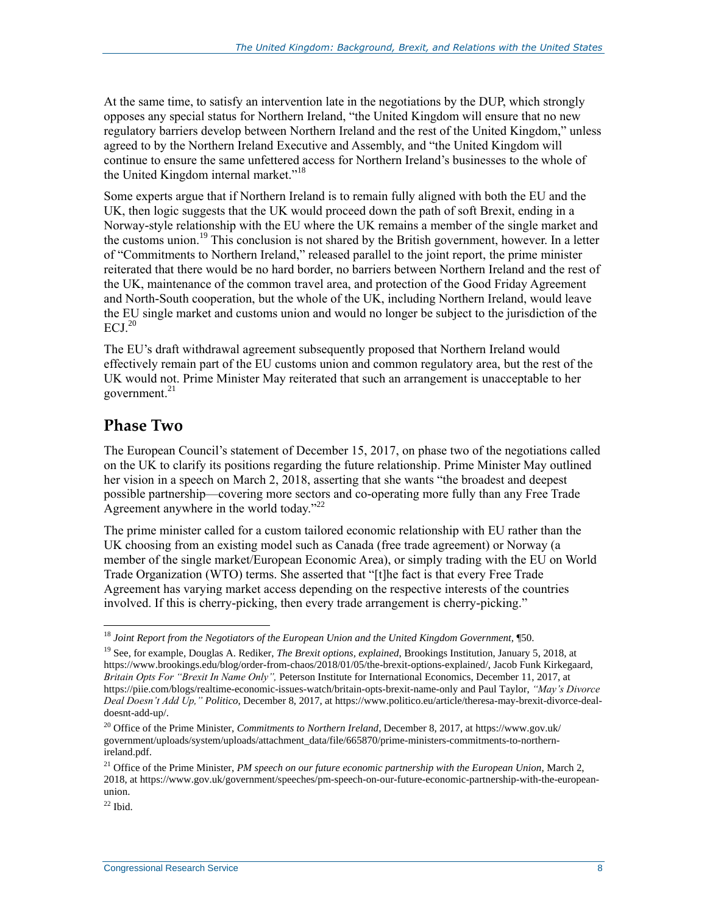At the same time, to satisfy an intervention late in the negotiations by the DUP, which strongly opposes any special status for Northern Ireland, "the United Kingdom will ensure that no new regulatory barriers develop between Northern Ireland and the rest of the United Kingdom," unless agreed to by the Northern Ireland Executive and Assembly, and "the United Kingdom will continue to ensure the same unfettered access for Northern Ireland's businesses to the whole of the United Kingdom internal market."[18]

Some experts argue that if Northern Ireland is to remain fully aligned with both the EU and the UK, then logic suggests that the UK would proceed down the path of soft Brexit, ending in a Norway-style relationship with the EU where the UK remains a member of the single market and the customs union.[19] This conclusion is not shared by the British government, however. In a letter of "Commitments to Northern Ireland," released parallel to the joint report, the prime minister reiterated that there would be no hard border, no barriers between Northern Ireland and the rest of the UK, maintenance of the common travel area, and protection of the Good Friday Agreement and North-South cooperation, but the whole of the UK, including Northern Ireland, would leave the EU single market and customs union and would no longer be subject to the jurisdiction of the ECJ.[20]

The EU's draft withdrawal agreement subsequently proposed that Northern Ireland would effectively remain part of the EU customs union and common regulatory area, but the rest of the UK would not. Prime Minister May reiterated that such an arrangement is unacceptable to her government.[21]

## Phase Two

The European Council's statement of December 15, 2017, on phase two of the negotiations called on the UK to clarify its positions regarding the future relationship. Prime Minister May outlined her vision in a speech on March 2, 2018, asserting that she wants "the broadest and deepest possible partnership—covering more sectors and co-operating more fully than any Free Trade Agreement anywhere in the world today."[22]

The prime minister called for a custom tailored economic relationship with EU rather than the UK choosing from an existing model such as Canada (free trade agreement) or Norway (a member of the single market/European Economic Area), or simply trading with the EU on World Trade Organization (WTO) terms. She asserted that "[t]he fact is that every Free Trade Agreement has varying market access depending on the respective interests of the countries involved. If this is cherry-picking, then every trade arrangement is cherry-picking."

---

[18] *Joint Report from the Negotiators of the European Union and the United Kingdom Government*, ¶50.

[19] See, for example, Douglas A. Rediker, *The Brexit options, explained*, Brookings Institution, January 5, 2018, at https://www.brookings.edu/blog/order-from-chaos/2018/01/05/the-brexit-options-explained/, Jacob Funk Kirkegaard, *Britain Opts For "Brexit In Name Only"*, Peterson Institute for International Economics, December 11, 2017, at https://piie.com/blogs/realtime-economic-issues-watch/britain-opts-brexit-name-only and Paul Taylor, *"May's Divorce Deal Doesn't Add Up," Politico*, December 8, 2017, at https://www.politico.eu/article/theresa-may-brexit-divorce-deal-doesnt-add-up/.

[20] Office of the Prime Minister, *Commitments to Northern Ireland*, December 8, 2017, at https://www.gov.uk/government/uploads/system/uploads/attachment_data/file/665870/prime-ministers-commitments-to-northern-ireland.pdf.

[21] Office of the Prime Minister, *PM speech on our future economic partnership with the European Union*, March 2, 2018, at https://www.gov.uk/government/speeches/pm-speech-on-our-future-economic-partnership-with-the-european-union.

[22] Ibid.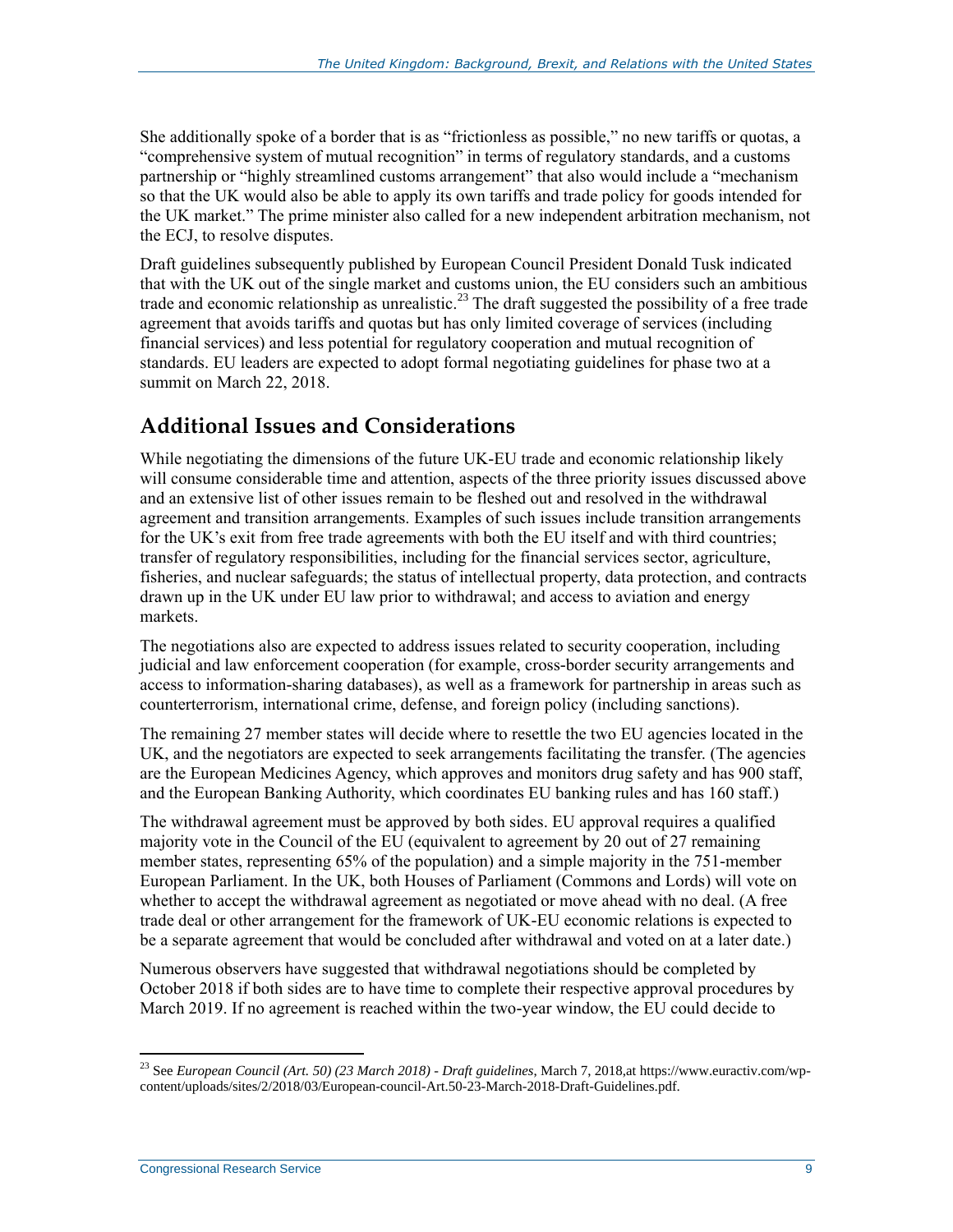She additionally spoke of a border that is as "frictionless as possible," no new tariffs or quotas, a "comprehensive system of mutual recognition" in terms of regulatory standards, and a customs partnership or "highly streamlined customs arrangement" that also would include a "mechanism so that the UK would also be able to apply its own tariffs and trade policy for goods intended for the UK market." The prime minister also called for a new independent arbitration mechanism, not the ECJ, to resolve disputes.

Draft guidelines subsequently published by European Council President Donald Tusk indicated that with the UK out of the single market and customs union, the EU considers such an ambitious trade and economic relationship as unrealistic.[23] The draft suggested the possibility of a free trade agreement that avoids tariffs and quotas but has only limited coverage of services (including financial services) and less potential for regulatory cooperation and mutual recognition of standards. EU leaders are expected to adopt formal negotiating guidelines for phase two at a summit on March 22, 2018.

## Additional Issues and Considerations

While negotiating the dimensions of the future UK-EU trade and economic relationship likely will consume considerable time and attention, aspects of the three priority issues discussed above and an extensive list of other issues remain to be fleshed out and resolved in the withdrawal agreement and transition arrangements. Examples of such issues include transition arrangements for the UK's exit from free trade agreements with both the EU itself and with third countries; transfer of regulatory responsibilities, including for the financial services sector, agriculture, fisheries, and nuclear safeguards; the status of intellectual property, data protection, and contracts drawn up in the UK under EU law prior to withdrawal; and access to aviation and energy markets.

The negotiations also are expected to address issues related to security cooperation, including judicial and law enforcement cooperation (for example, cross-border security arrangements and access to information-sharing databases), as well as a framework for partnership in areas such as counterterrorism, international crime, defense, and foreign policy (including sanctions).

The remaining 27 member states will decide where to resettle the two EU agencies located in the UK, and the negotiators are expected to seek arrangements facilitating the transfer. (The agencies are the European Medicines Agency, which approves and monitors drug safety and has 900 staff, and the European Banking Authority, which coordinates EU banking rules and has 160 staff.)

The withdrawal agreement must be approved by both sides. EU approval requires a qualified majority vote in the Council of the EU (equivalent to agreement by 20 out of 27 remaining member states, representing 65% of the population) and a simple majority in the 751-member European Parliament. In the UK, both Houses of Parliament (Commons and Lords) will vote on whether to accept the withdrawal agreement as negotiated or move ahead with no deal. (A free trade deal or other arrangement for the framework of UK-EU economic relations is expected to be a separate agreement that would be concluded after withdrawal and voted on at a later date.)

Numerous observers have suggested that withdrawal negotiations should be completed by October 2018 if both sides are to have time to complete their respective approval procedures by March 2019. If no agreement is reached within the two-year window, the EU could decide to

---

[23] See *European Council (Art. 50) (23 March 2018) - Draft guidelines,* March 7, 2018,at https://www.euractiv.com/wp-content/uploads/sites/2/2018/03/European-council-Art.50-23-March-2018-Draft-Guidelines.pdf.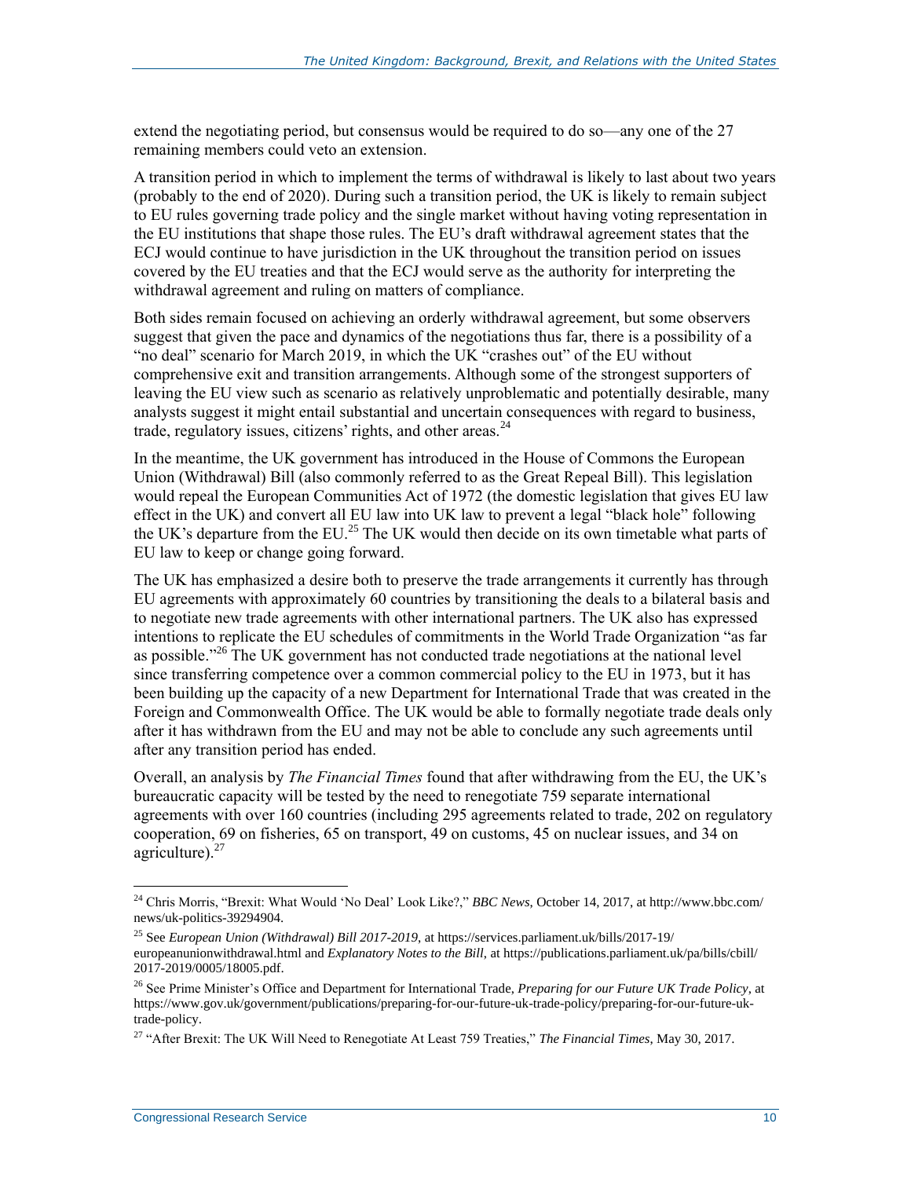extend the negotiating period, but consensus would be required to do so—any one of the 27 remaining members could veto an extension.

A transition period in which to implement the terms of withdrawal is likely to last about two years (probably to the end of 2020). During such a transition period, the UK is likely to remain subject to EU rules governing trade policy and the single market without having voting representation in the EU institutions that shape those rules. The EU's draft withdrawal agreement states that the ECJ would continue to have jurisdiction in the UK throughout the transition period on issues covered by the EU treaties and that the ECJ would serve as the authority for interpreting the withdrawal agreement and ruling on matters of compliance.

Both sides remain focused on achieving an orderly withdrawal agreement, but some observers suggest that given the pace and dynamics of the negotiations thus far, there is a possibility of a "no deal" scenario for March 2019, in which the UK "crashes out" of the EU without comprehensive exit and transition arrangements. Although some of the strongest supporters of leaving the EU view such as scenario as relatively unproblematic and potentially desirable, many analysts suggest it might entail substantial and uncertain consequences with regard to business, trade, regulatory issues, citizens' rights, and other areas.[24]

In the meantime, the UK government has introduced in the House of Commons the European Union (Withdrawal) Bill (also commonly referred to as the Great Repeal Bill). This legislation would repeal the European Communities Act of 1972 (the domestic legislation that gives EU law effect in the UK) and convert all EU law into UK law to prevent a legal "black hole" following the UK's departure from the EU.[25] The UK would then decide on its own timetable what parts of EU law to keep or change going forward.

The UK has emphasized a desire both to preserve the trade arrangements it currently has through EU agreements with approximately 60 countries by transitioning the deals to a bilateral basis and to negotiate new trade agreements with other international partners. The UK also has expressed intentions to replicate the EU schedules of commitments in the World Trade Organization "as far as possible."[26] The UK government has not conducted trade negotiations at the national level since transferring competence over a common commercial policy to the EU in 1973, but it has been building up the capacity of a new Department for International Trade that was created in the Foreign and Commonwealth Office. The UK would be able to formally negotiate trade deals only after it has withdrawn from the EU and may not be able to conclude any such agreements until after any transition period has ended.

Overall, an analysis by *The Financial Times* found that after withdrawing from the EU, the UK's bureaucratic capacity will be tested by the need to renegotiate 759 separate international agreements with over 160 countries (including 295 agreements related to trade, 202 on regulatory cooperation, 69 on fisheries, 65 on transport, 49 on customs, 45 on nuclear issues, and 34 on agriculture).[27]

---

[24] Chris Morris, "Brexit: What Would 'No Deal' Look Like?," *BBC News*, October 14, 2017, at http://www.bbc.com/news/uk-politics-39294904.

[25] See *European Union (Withdrawal) Bill 2017-2019*, at https://services.parliament.uk/bills/2017-19/europeanunionwithdrawal.html and *Explanatory Notes to the Bill*, at https://publications.parliament.uk/pa/bills/cbill/2017-2019/0005/18005.pdf.

[26] See Prime Minister's Office and Department for International Trade, *Preparing for our Future UK Trade Policy*, at https://www.gov.uk/government/publications/preparing-for-our-future-uk-trade-policy/preparing-for-our-future-uk-trade-policy.

[27] "After Brexit: The UK Will Need to Renegotiate At Least 759 Treaties," *The Financial Times*, May 30, 2017.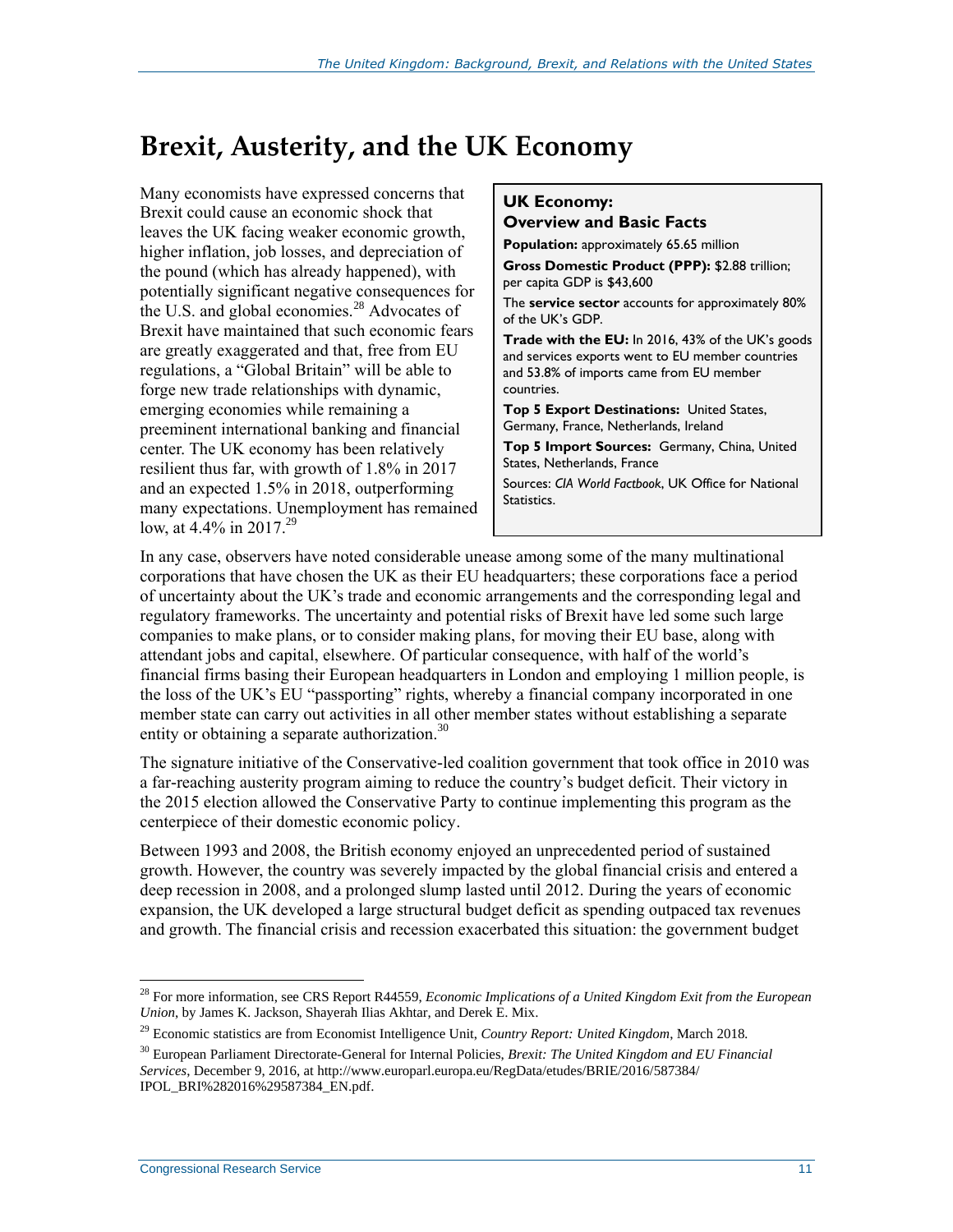## Brexit, Austerity, and the UK Economy

Many economists have expressed concerns that Brexit could cause an economic shock that leaves the UK facing weaker economic growth, higher inflation, job losses, and depreciation of the pound (which has already happened), with potentially significant negative consequences for the U.S. and global economies.[28] Advocates of Brexit have maintained that such economic fears are greatly exaggerated and that, free from EU regulations, a "Global Britain" will be able to forge new trade relationships with dynamic, emerging economies while remaining a preeminent international banking and financial center. The UK economy has been relatively resilient thus far, with growth of 1.8% in 2017 and an expected 1.5% in 2018, outperforming many expectations. Unemployment has remained low, at 4.4% in 2017.[29]

> **UK Economy: Overview and Basic Facts**
>
> **Population:** approximately 65.65 million
>
> **Gross Domestic Product (PPP):** $2.88 trillion; per capita GDP is $43,600
>
> The **service sector** accounts for approximately 80% of the UK's GDP.
>
> **Trade with the EU:** In 2016, 43% of the UK's goods and services exports went to EU member countries and 53.8% of imports came from EU member countries.
>
> **Top 5 Export Destinations:** United States, Germany, France, Netherlands, Ireland
>
> **Top 5 Import Sources:** Germany, China, United States, Netherlands, France
>
> Sources: *CIA World Factbook*, UK Office for National Statistics.

In any case, observers have noted considerable unease among some of the many multinational corporations that have chosen the UK as their EU headquarters; these corporations face a period of uncertainty about the UK's trade and economic arrangements and the corresponding legal and regulatory frameworks. The uncertainty and potential risks of Brexit have led some such large companies to make plans, or to consider making plans, for moving their EU base, along with attendant jobs and capital, elsewhere. Of particular consequence, with half of the world's financial firms basing their European headquarters in London and employing 1 million people, is the loss of the UK's EU "passporting" rights, whereby a financial company incorporated in one member state can carry out activities in all other member states without establishing a separate entity or obtaining a separate authorization.[30]

The signature initiative of the Conservative-led coalition government that took office in 2010 was a far-reaching austerity program aiming to reduce the country's budget deficit. Their victory in the 2015 election allowed the Conservative Party to continue implementing this program as the centerpiece of their domestic economic policy.

Between 1993 and 2008, the British economy enjoyed an unprecedented period of sustained growth. However, the country was severely impacted by the global financial crisis and entered a deep recession in 2008, and a prolonged slump lasted until 2012. During the years of economic expansion, the UK developed a large structural budget deficit as spending outpaced tax revenues and growth. The financial crisis and recession exacerbated this situation: the government budget

---

[28] For more information, see CRS Report R44559, *Economic Implications of a United Kingdom Exit from the European Union*, by James K. Jackson, Shayerah Ilias Akhtar, and Derek E. Mix.

[29] Economic statistics are from Economist Intelligence Unit, *Country Report: United Kingdom*, March 2018.

[30] European Parliament Directorate-General for Internal Policies, *Brexit: The United Kingdom and EU Financial Services*, December 9, 2016, at http://www.europarl.europa.eu/RegData/etudes/BRIE/2016/587384/IPOL_BRI%282016%29587384_EN.pdf.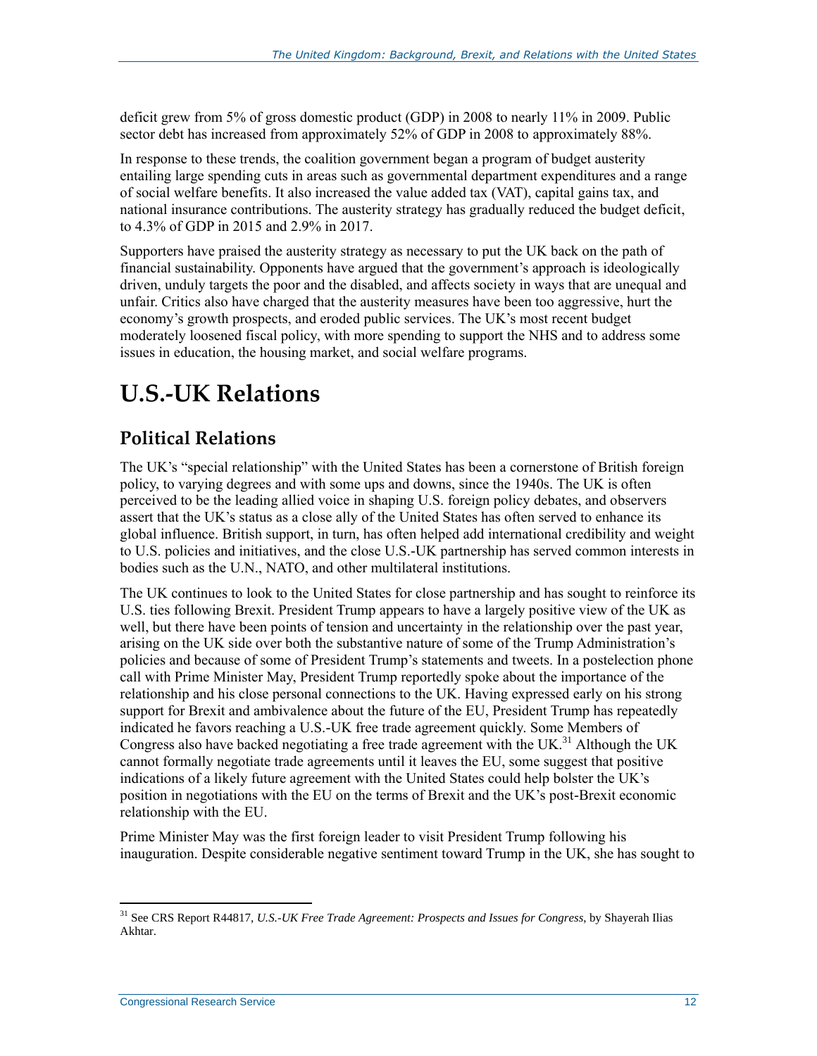deficit grew from 5% of gross domestic product (GDP) in 2008 to nearly 11% in 2009. Public sector debt has increased from approximately 52% of GDP in 2008 to approximately 88%.

In response to these trends, the coalition government began a program of budget austerity entailing large spending cuts in areas such as governmental department expenditures and a range of social welfare benefits. It also increased the value added tax (VAT), capital gains tax, and national insurance contributions. The austerity strategy has gradually reduced the budget deficit, to 4.3% of GDP in 2015 and 2.9% in 2017.

Supporters have praised the austerity strategy as necessary to put the UK back on the path of financial sustainability. Opponents have argued that the government's approach is ideologically driven, unduly targets the poor and the disabled, and affects society in ways that are unequal and unfair. Critics also have charged that the austerity measures have been too aggressive, hurt the economy's growth prospects, and eroded public services. The UK's most recent budget moderately loosened fiscal policy, with more spending to support the NHS and to address some issues in education, the housing market, and social welfare programs.

# U.S.-UK Relations

## Political Relations

The UK's "special relationship" with the United States has been a cornerstone of British foreign policy, to varying degrees and with some ups and downs, since the 1940s. The UK is often perceived to be the leading allied voice in shaping U.S. foreign policy debates, and observers assert that the UK's status as a close ally of the United States has often served to enhance its global influence. British support, in turn, has often helped add international credibility and weight to U.S. policies and initiatives, and the close U.S.-UK partnership has served common interests in bodies such as the U.N., NATO, and other multilateral institutions.

The UK continues to look to the United States for close partnership and has sought to reinforce its U.S. ties following Brexit. President Trump appears to have a largely positive view of the UK as well, but there have been points of tension and uncertainty in the relationship over the past year, arising on the UK side over both the substantive nature of some of the Trump Administration's policies and because of some of President Trump's statements and tweets. In a postelection phone call with Prime Minister May, President Trump reportedly spoke about the importance of the relationship and his close personal connections to the UK. Having expressed early on his strong support for Brexit and ambivalence about the future of the EU, President Trump has repeatedly indicated he favors reaching a U.S.-UK free trade agreement quickly. Some Members of Congress also have backed negotiating a free trade agreement with the UK.[31] Although the UK cannot formally negotiate trade agreements until it leaves the EU, some suggest that positive indications of a likely future agreement with the United States could help bolster the UK's position in negotiations with the EU on the terms of Brexit and the UK's post-Brexit economic relationship with the EU.

Prime Minister May was the first foreign leader to visit President Trump following his inauguration. Despite considerable negative sentiment toward Trump in the UK, she has sought to

[31] See CRS Report R44817, *U.S.-UK Free Trade Agreement: Prospects and Issues for Congress*, by Shayerah Ilias Akhtar.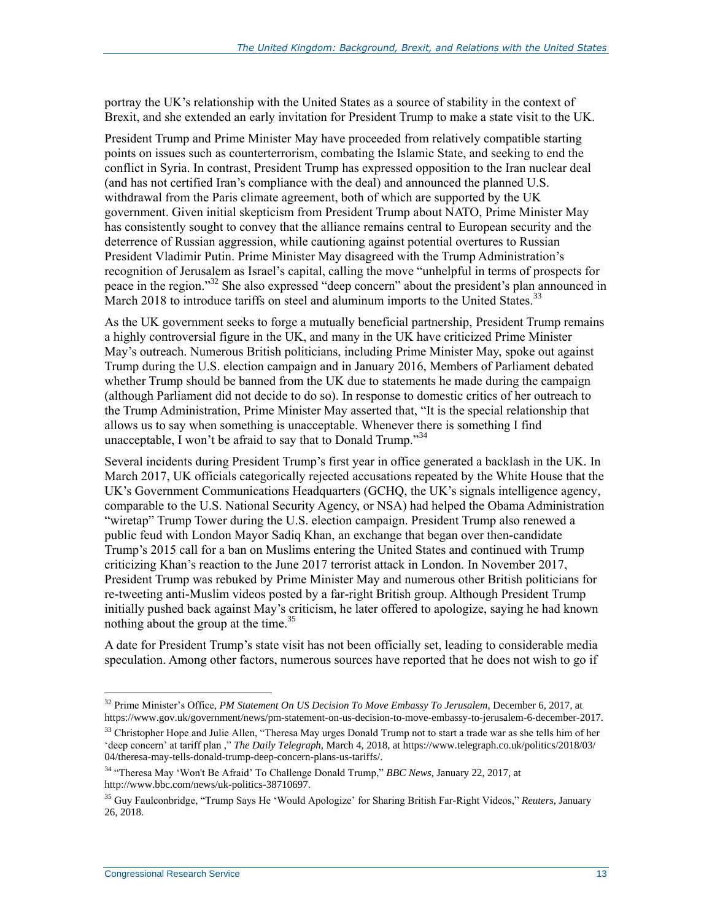portray the UK's relationship with the United States as a source of stability in the context of Brexit, and she extended an early invitation for President Trump to make a state visit to the UK.

President Trump and Prime Minister May have proceeded from relatively compatible starting points on issues such as counterterrorism, combating the Islamic State, and seeking to end the conflict in Syria. In contrast, President Trump has expressed opposition to the Iran nuclear deal (and has not certified Iran's compliance with the deal) and announced the planned U.S. withdrawal from the Paris climate agreement, both of which are supported by the UK government. Given initial skepticism from President Trump about NATO, Prime Minister May has consistently sought to convey that the alliance remains central to European security and the deterrence of Russian aggression, while cautioning against potential overtures to Russian President Vladimir Putin. Prime Minister May disagreed with the Trump Administration's recognition of Jerusalem as Israel's capital, calling the move "unhelpful in terms of prospects for peace in the region."[32] She also expressed "deep concern" about the president's plan announced in March 2018 to introduce tariffs on steel and aluminum imports to the United States.[33]

As the UK government seeks to forge a mutually beneficial partnership, President Trump remains a highly controversial figure in the UK, and many in the UK have criticized Prime Minister May's outreach. Numerous British politicians, including Prime Minister May, spoke out against Trump during the U.S. election campaign and in January 2016, Members of Parliament debated whether Trump should be banned from the UK due to statements he made during the campaign (although Parliament did not decide to do so). In response to domestic critics of her outreach to the Trump Administration, Prime Minister May asserted that, "It is the special relationship that allows us to say when something is unacceptable. Whenever there is something I find unacceptable, I won't be afraid to say that to Donald Trump."[34]

Several incidents during President Trump's first year in office generated a backlash in the UK. In March 2017, UK officials categorically rejected accusations repeated by the White House that the UK's Government Communications Headquarters (GCHQ, the UK's signals intelligence agency, comparable to the U.S. National Security Agency, or NSA) had helped the Obama Administration "wiretap" Trump Tower during the U.S. election campaign. President Trump also renewed a public feud with London Mayor Sadiq Khan, an exchange that began over then-candidate Trump's 2015 call for a ban on Muslims entering the United States and continued with Trump criticizing Khan's reaction to the June 2017 terrorist attack in London. In November 2017, President Trump was rebuked by Prime Minister May and numerous other British politicians for re-tweeting anti-Muslim videos posted by a far-right British group. Although President Trump initially pushed back against May's criticism, he later offered to apologize, saying he had known nothing about the group at the time.[35]

A date for President Trump's state visit has not been officially set, leading to considerable media speculation. Among other factors, numerous sources have reported that he does not wish to go if

---

[32] Prime Minister's Office, *PM Statement On US Decision To Move Embassy To Jerusalem*, December 6, 2017, at https://www.gov.uk/government/news/pm-statement-on-us-decision-to-move-embassy-to-jerusalem-6-december-2017.

[33] Christopher Hope and Julie Allen, "Theresa May urges Donald Trump not to start a trade war as she tells him of her 'deep concern' at tariff plan ," *The Daily Telegraph*, March 4, 2018, at https://www.telegraph.co.uk/politics/2018/03/04/theresa-may-tells-donald-trump-deep-concern-plans-us-tariffs/.

[34] "Theresa May 'Won't Be Afraid' To Challenge Donald Trump," *BBC News*, January 22, 2017, at http://www.bbc.com/news/uk-politics-38710697.

[35] Guy Faulconbridge, "Trump Says He 'Would Apologize' for Sharing British Far-Right Videos," *Reuters*, January 26, 2018.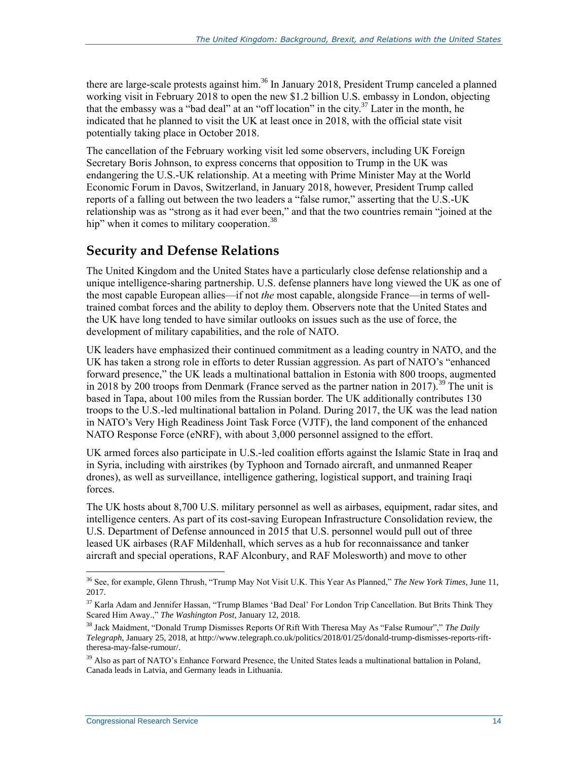there are large-scale protests against him.[36] In January 2018, President Trump canceled a planned working visit in February 2018 to open the new $1.2 billion U.S. embassy in London, objecting that the embassy was a "bad deal" at an "off location" in the city.[37] Later in the month, he indicated that he planned to visit the UK at least once in 2018, with the official state visit potentially taking place in October 2018.

The cancellation of the February working visit led some observers, including UK Foreign Secretary Boris Johnson, to express concerns that opposition to Trump in the UK was endangering the U.S.-UK relationship. At a meeting with Prime Minister May at the World Economic Forum in Davos, Switzerland, in January 2018, however, President Trump called reports of a falling out between the two leaders a "false rumor," asserting that the U.S.-UK relationship was as "strong as it had ever been," and that the two countries remain "joined at the hip" when it comes to military cooperation.[38]

## Security and Defense Relations

The United Kingdom and the United States have a particularly close defense relationship and a unique intelligence-sharing partnership. U.S. defense planners have long viewed the UK as one of the most capable European allies—if not *the* most capable, alongside France—in terms of well-trained combat forces and the ability to deploy them. Observers note that the United States and the UK have long tended to have similar outlooks on issues such as the use of force, the development of military capabilities, and the role of NATO.

UK leaders have emphasized their continued commitment as a leading country in NATO, and the UK has taken a strong role in efforts to deter Russian aggression. As part of NATO's "enhanced forward presence," the UK leads a multinational battalion in Estonia with 800 troops, augmented in 2018 by 200 troops from Denmark (France served as the partner nation in 2017).[39] The unit is based in Tapa, about 100 miles from the Russian border. The UK additionally contributes 130 troops to the U.S.-led multinational battalion in Poland. During 2017, the UK was the lead nation in NATO's Very High Readiness Joint Task Force (VJTF), the land component of the enhanced NATO Response Force (eNRF), with about 3,000 personnel assigned to the effort.

UK armed forces also participate in U.S.-led coalition efforts against the Islamic State in Iraq and in Syria, including with airstrikes (by Typhoon and Tornado aircraft, and unmanned Reaper drones), as well as surveillance, intelligence gathering, logistical support, and training Iraqi forces.

The UK hosts about 8,700 U.S. military personnel as well as airbases, equipment, radar sites, and intelligence centers. As part of its cost-saving European Infrastructure Consolidation review, the U.S. Department of Defense announced in 2015 that U.S. personnel would pull out of three leased UK airbases (RAF Mildenhall, which serves as a hub for reconnaissance and tanker aircraft and special operations, RAF Alconbury, and RAF Molesworth) and move to other

---

[36] See, for example, Glenn Thrush, "Trump May Not Visit U.K. This Year As Planned," *The New York Times,* June 11, 2017.

[37] Karla Adam and Jennifer Hassan, "Trump Blames 'Bad Deal' For London Trip Cancellation. But Brits Think They Scared Him Away.," *The Washington Post,* January 12, 2018.

[38] Jack Maidment, "Donald Trump Dismisses Reports Of Rift With Theresa May As "False Rumour"," *The Daily Telegraph,* January 25, 2018, at http://www.telegraph.co.uk/politics/2018/01/25/donald-trump-dismisses-reports-rift-theresa-may-false-rumour/.

[39] Also as part of NATO's Enhance Forward Presence, the United States leads a multinational battalion in Poland, Canada leads in Latvia, and Germany leads in Lithuania.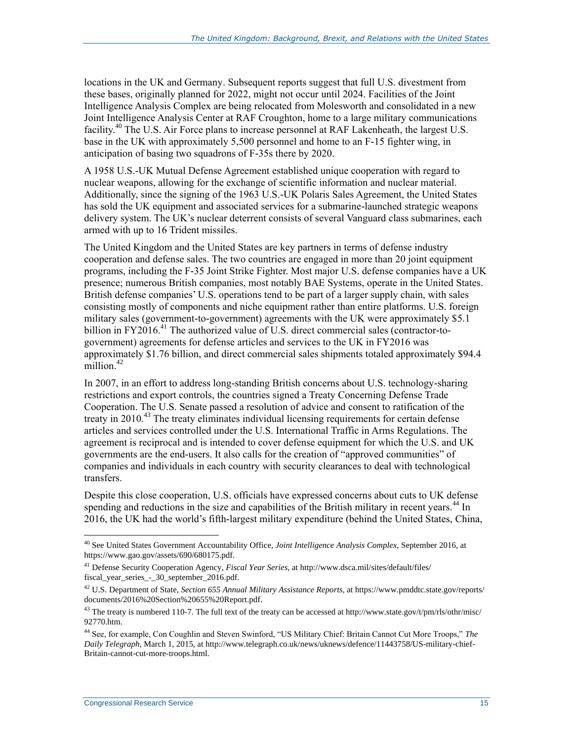locations in the UK and Germany. Subsequent reports suggest that full U.S. divestment from these bases, originally planned for 2022, might not occur until 2024. Facilities of the Joint Intelligence Analysis Complex are being relocated from Molesworth and consolidated in a new Joint Intelligence Analysis Center at RAF Croughton, home to a large military communications facility.[40] The U.S. Air Force plans to increase personnel at RAF Lakenheath, the largest U.S. base in the UK with approximately 5,500 personnel and home to an F-15 fighter wing, in anticipation of basing two squadrons of F-35s there by 2020.

A 1958 U.S.-UK Mutual Defense Agreement established unique cooperation with regard to nuclear weapons, allowing for the exchange of scientific information and nuclear material. Additionally, since the signing of the 1963 U.S.-UK Polaris Sales Agreement, the United States has sold the UK equipment and associated services for a submarine-launched strategic weapons delivery system. The UK's nuclear deterrent consists of several Vanguard class submarines, each armed with up to 16 Trident missiles.

The United Kingdom and the United States are key partners in terms of defense industry cooperation and defense sales. The two countries are engaged in more than 20 joint equipment programs, including the F-35 Joint Strike Fighter. Most major U.S. defense companies have a UK presence; numerous British companies, most notably BAE Systems, operate in the United States. British defense companies' U.S. operations tend to be part of a larger supply chain, with sales consisting mostly of components and niche equipment rather than entire platforms. U.S. foreign military sales (government-to-government) agreements with the UK were approximately $5.1 billion in FY2016.[41] The authorized value of U.S. direct commercial sales (contractor-to-government) agreements for defense articles and services to the UK in FY2016 was approximately $1.76 billion, and direct commercial sales shipments totaled approximately $94.4 million.[42]

In 2007, in an effort to address long-standing British concerns about U.S. technology-sharing restrictions and export controls, the countries signed a Treaty Concerning Defense Trade Cooperation. The U.S. Senate passed a resolution of advice and consent to ratification of the treaty in 2010.[43] The treaty eliminates individual licensing requirements for certain defense articles and services controlled under the U.S. International Traffic in Arms Regulations. The agreement is reciprocal and is intended to cover defense equipment for which the U.S. and UK governments are the end-users. It also calls for the creation of "approved communities" of companies and individuals in each country with security clearances to deal with technological transfers.

Despite this close cooperation, U.S. officials have expressed concerns about cuts to UK defense spending and reductions in the size and capabilities of the British military in recent years.[44] In 2016, the UK had the world's fifth-largest military expenditure (behind the United States, China,

---

[40] See United States Government Accountability Office, *Joint Intelligence Analysis Complex*, September 2016, at https://www.gao.gov/assets/690/680175.pdf.

[41] Defense Security Cooperation Agency, *Fiscal Year Series*, at http://www.dsca.mil/sites/default/files/fiscal_year_series_-_30_september_2016.pdf.

[42] U.S. Department of State, *Section 655 Annual Military Assistance Reports*, at https://www.pmddtc.state.gov/reports/documents/2016%20Section%20655%20Report.pdf.

[43] The treaty is numbered 110-7. The full text of the treaty can be accessed at http://www.state.gov/t/pm/rls/othr/misc/92770.htm.

[44] See, for example, Con Coughlin and Steven Swinford, "US Military Chief: Britain Cannot Cut More Troops," *The Daily Telegraph*, March 1, 2015, at http://www.telegraph.co.uk/news/uknews/defence/11443758/US-military-chief-Britain-cannot-cut-more-troops.html.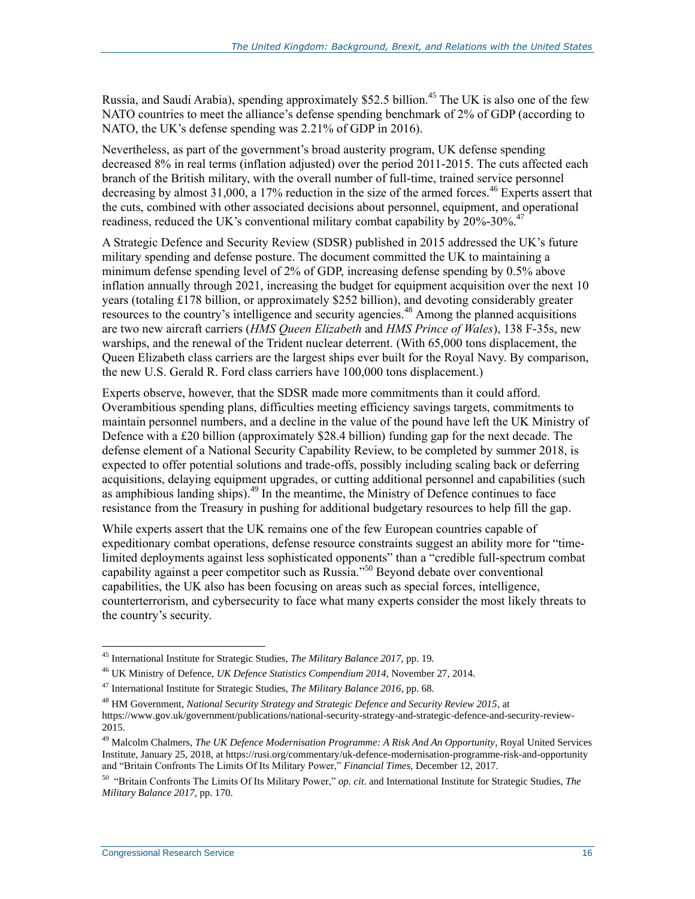Russia, and Saudi Arabia), spending approximately $52.5 billion.[45] The UK is also one of the few NATO countries to meet the alliance's defense spending benchmark of 2% of GDP (according to NATO, the UK's defense spending was 2.21% of GDP in 2016).

Nevertheless, as part of the government's broad austerity program, UK defense spending decreased 8% in real terms (inflation adjusted) over the period 2011-2015. The cuts affected each branch of the British military, with the overall number of full-time, trained service personnel decreasing by almost 31,000, a 17% reduction in the size of the armed forces.[46] Experts assert that the cuts, combined with other associated decisions about personnel, equipment, and operational readiness, reduced the UK's conventional military combat capability by 20%-30%.[47]

A Strategic Defence and Security Review (SDSR) published in 2015 addressed the UK's future military spending and defense posture. The document committed the UK to maintaining a minimum defense spending level of 2% of GDP, increasing defense spending by 0.5% above inflation annually through 2021, increasing the budget for equipment acquisition over the next 10 years (totaling £178 billion, or approximately $252 billion), and devoting considerably greater resources to the country's intelligence and security agencies.[48] Among the planned acquisitions are two new aircraft carriers (*HMS Queen Elizabeth* and *HMS Prince of Wales*), 138 F-35s, new warships, and the renewal of the Trident nuclear deterrent. (With 65,000 tons displacement, the Queen Elizabeth class carriers are the largest ships ever built for the Royal Navy. By comparison, the new U.S. Gerald R. Ford class carriers have 100,000 tons displacement.)

Experts observe, however, that the SDSR made more commitments than it could afford. Overambitious spending plans, difficulties meeting efficiency savings targets, commitments to maintain personnel numbers, and a decline in the value of the pound have left the UK Ministry of Defence with a £20 billion (approximately $28.4 billion) funding gap for the next decade. The defense element of a National Security Capability Review, to be completed by summer 2018, is expected to offer potential solutions and trade-offs, possibly including scaling back or deferring acquisitions, delaying equipment upgrades, or cutting additional personnel and capabilities (such as amphibious landing ships).[49] In the meantime, the Ministry of Defence continues to face resistance from the Treasury in pushing for additional budgetary resources to help fill the gap.

While experts assert that the UK remains one of the few European countries capable of expeditionary combat operations, defense resource constraints suggest an ability more for "time-limited deployments against less sophisticated opponents" than a "credible full-spectrum combat capability against a peer competitor such as Russia."[50] Beyond debate over conventional capabilities, the UK also has been focusing on areas such as special forces, intelligence, counterterrorism, and cybersecurity to face what many experts consider the most likely threats to the country's security.

---

[45] International Institute for Strategic Studies, *The Military Balance 2017*, pp. 19.

[46] UK Ministry of Defence, *UK Defence Statistics Compendium 2014*, November 27, 2014.

[47] International Institute for Strategic Studies, *The Military Balance 2016*, pp. 68.

[48] HM Government, *National Security Strategy and Strategic Defence and Security Review 2015*, at https://www.gov.uk/government/publications/national-security-strategy-and-strategic-defence-and-security-review-2015.

[49] Malcolm Chalmers, *The UK Defence Modernisation Programme: A Risk And An Opportunity*, Royal United Services Institute, January 25, 2018, at https://rusi.org/commentary/uk-defence-modernisation-programme-risk-and-opportunity and "Britain Confronts The Limits Of Its Military Power," *Financial Times*, December 12, 2017.

[50] "Britain Confronts The Limits Of Its Military Power," *op. cit*. and International Institute for Strategic Studies, *The Military Balance 2017*, pp. 170.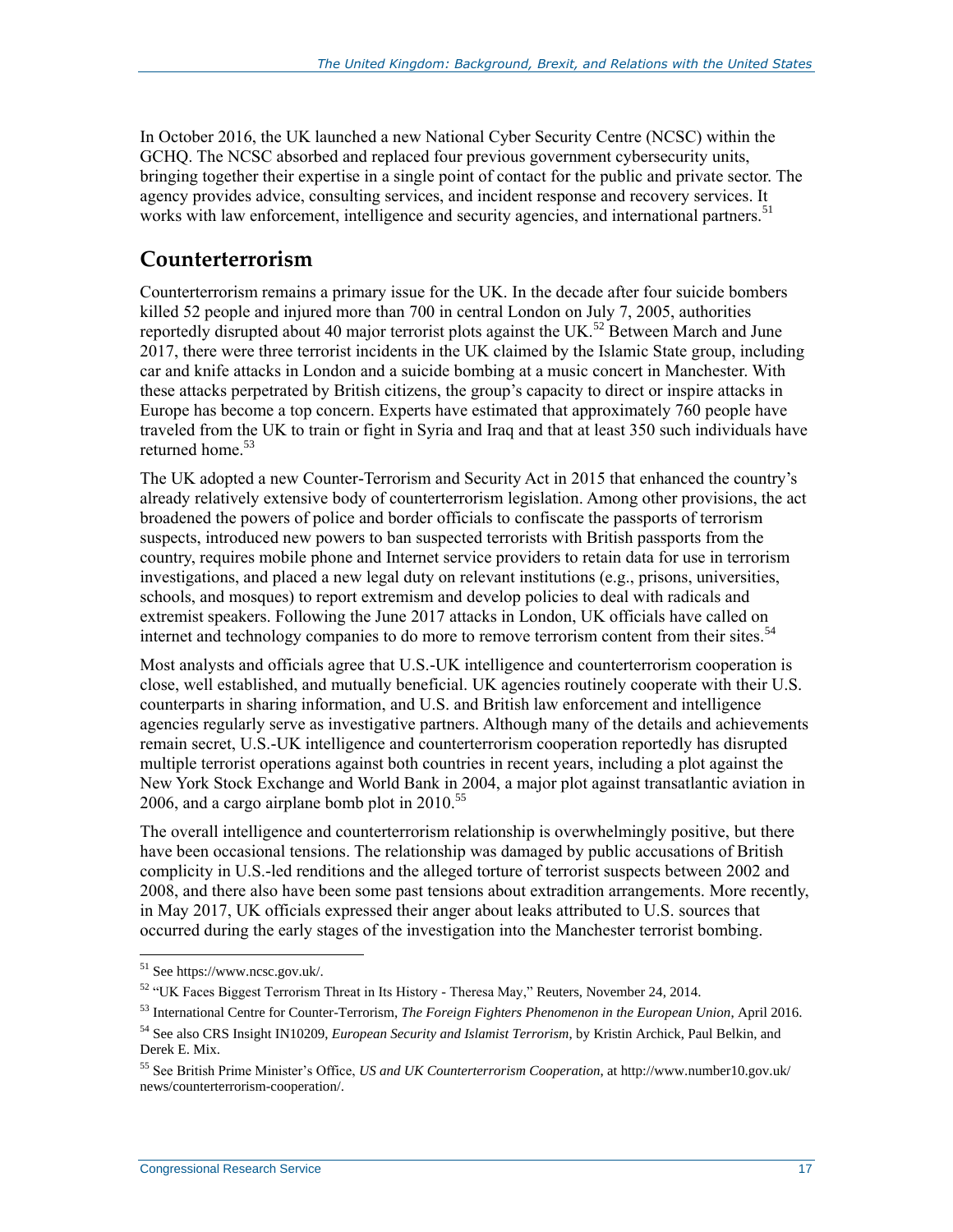In October 2016, the UK launched a new National Cyber Security Centre (NCSC) within the GCHQ. The NCSC absorbed and replaced four previous government cybersecurity units, bringing together their expertise in a single point of contact for the public and private sector. The agency provides advice, consulting services, and incident response and recovery services. It works with law enforcement, intelligence and security agencies, and international partners.[51]

## Counterterrorism

Counterterrorism remains a primary issue for the UK. In the decade after four suicide bombers killed 52 people and injured more than 700 in central London on July 7, 2005, authorities reportedly disrupted about 40 major terrorist plots against the UK.[52] Between March and June 2017, there were three terrorist incidents in the UK claimed by the Islamic State group, including car and knife attacks in London and a suicide bombing at a music concert in Manchester. With these attacks perpetrated by British citizens, the group's capacity to direct or inspire attacks in Europe has become a top concern. Experts have estimated that approximately 760 people have traveled from the UK to train or fight in Syria and Iraq and that at least 350 such individuals have returned home.[53]

The UK adopted a new Counter-Terrorism and Security Act in 2015 that enhanced the country's already relatively extensive body of counterterrorism legislation. Among other provisions, the act broadened the powers of police and border officials to confiscate the passports of terrorism suspects, introduced new powers to ban suspected terrorists with British passports from the country, requires mobile phone and Internet service providers to retain data for use in terrorism investigations, and placed a new legal duty on relevant institutions (e.g., prisons, universities, schools, and mosques) to report extremism and develop policies to deal with radicals and extremist speakers. Following the June 2017 attacks in London, UK officials have called on internet and technology companies to do more to remove terrorism content from their sites.[54]

Most analysts and officials agree that U.S.-UK intelligence and counterterrorism cooperation is close, well established, and mutually beneficial. UK agencies routinely cooperate with their U.S. counterparts in sharing information, and U.S. and British law enforcement and intelligence agencies regularly serve as investigative partners. Although many of the details and achievements remain secret, U.S.-UK intelligence and counterterrorism cooperation reportedly has disrupted multiple terrorist operations against both countries in recent years, including a plot against the New York Stock Exchange and World Bank in 2004, a major plot against transatlantic aviation in 2006, and a cargo airplane bomb plot in 2010.[55]

The overall intelligence and counterterrorism relationship is overwhelmingly positive, but there have been occasional tensions. The relationship was damaged by public accusations of British complicity in U.S.-led renditions and the alleged torture of terrorist suspects between 2002 and 2008, and there also have been some past tensions about extradition arrangements. More recently, in May 2017, UK officials expressed their anger about leaks attributed to U.S. sources that occurred during the early stages of the investigation into the Manchester terrorist bombing.

---

[51] See https://www.ncsc.gov.uk/.

[52] "UK Faces Biggest Terrorism Threat in Its History - Theresa May," Reuters, November 24, 2014.

[53] International Centre for Counter-Terrorism, *The Foreign Fighters Phenomenon in the European Union*, April 2016.

[54] See also CRS Insight IN10209, *European Security and Islamist Terrorism*, by Kristin Archick, Paul Belkin, and Derek E. Mix.

[55] See British Prime Minister's Office, *US and UK Counterterrorism Cooperation*, at http://www.number10.gov.uk/news/counterterrorism-cooperation/.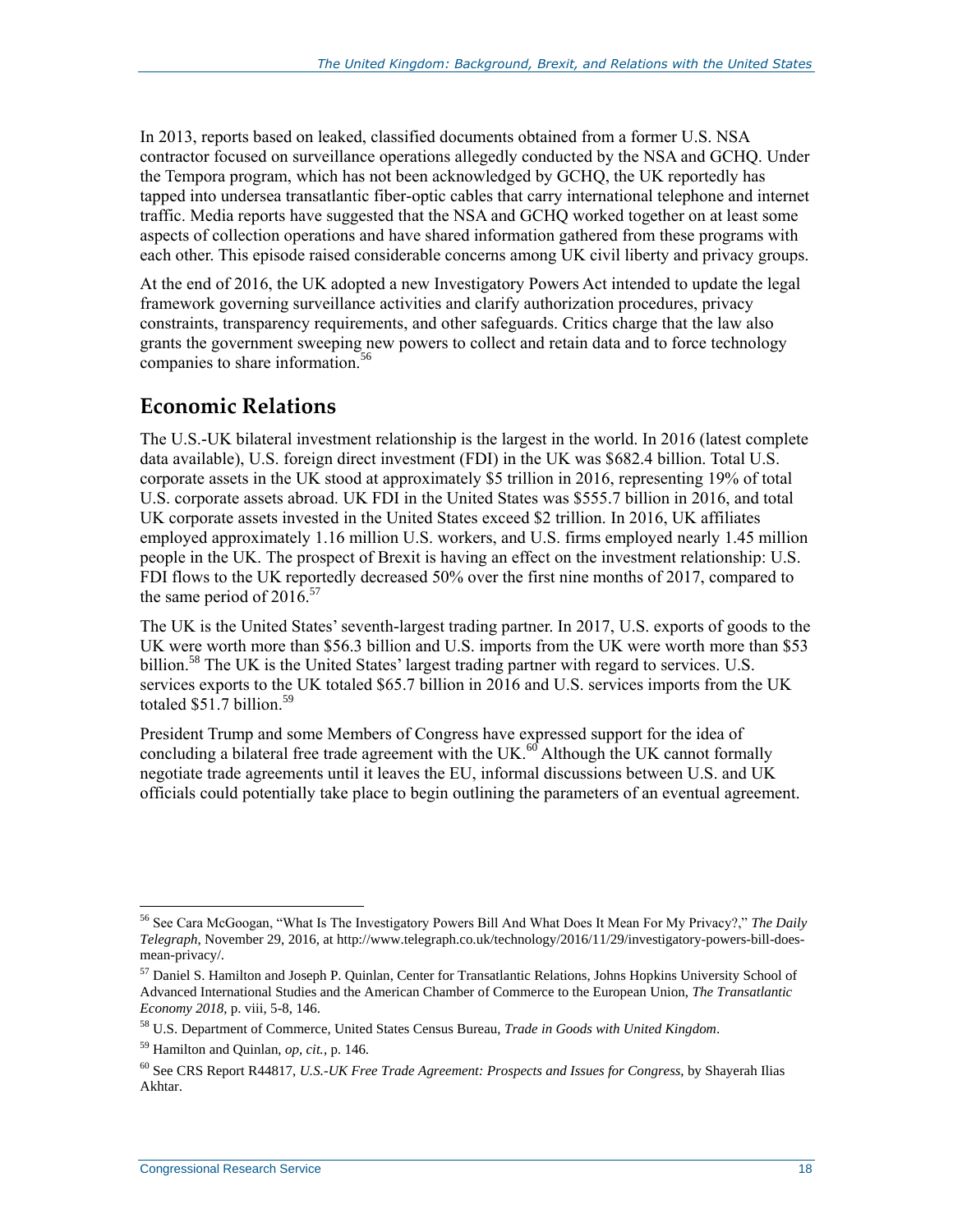In 2013, reports based on leaked, classified documents obtained from a former U.S. NSA contractor focused on surveillance operations allegedly conducted by the NSA and GCHQ. Under the Tempora program, which has not been acknowledged by GCHQ, the UK reportedly has tapped into undersea transatlantic fiber-optic cables that carry international telephone and internet traffic. Media reports have suggested that the NSA and GCHQ worked together on at least some aspects of collection operations and have shared information gathered from these programs with each other. This episode raised considerable concerns among UK civil liberty and privacy groups.

At the end of 2016, the UK adopted a new Investigatory Powers Act intended to update the legal framework governing surveillance activities and clarify authorization procedures, privacy constraints, transparency requirements, and other safeguards. Critics charge that the law also grants the government sweeping new powers to collect and retain data and to force technology companies to share information.[56]

## Economic Relations

The U.S.-UK bilateral investment relationship is the largest in the world. In 2016 (latest complete data available), U.S. foreign direct investment (FDI) in the UK was $682.4 billion. Total U.S. corporate assets in the UK stood at approximately $5 trillion in 2016, representing 19% of total U.S. corporate assets abroad. UK FDI in the United States was $555.7 billion in 2016, and total UK corporate assets invested in the United States exceed $2 trillion. In 2016, UK affiliates employed approximately 1.16 million U.S. workers, and U.S. firms employed nearly 1.45 million people in the UK. The prospect of Brexit is having an effect on the investment relationship: U.S. FDI flows to the UK reportedly decreased 50% over the first nine months of 2017, compared to the same period of 2016.[57]

The UK is the United States' seventh-largest trading partner. In 2017, U.S. exports of goods to the UK were worth more than $56.3 billion and U.S. imports from the UK were worth more than $53 billion.[58] The UK is the United States' largest trading partner with regard to services. U.S. services exports to the UK totaled $65.7 billion in 2016 and U.S. services imports from the UK totaled $51.7 billion.[59]

President Trump and some Members of Congress have expressed support for the idea of concluding a bilateral free trade agreement with the UK.[60] Although the UK cannot formally negotiate trade agreements until it leaves the EU, informal discussions between U.S. and UK officials could potentially take place to begin outlining the parameters of an eventual agreement.

---

[56] See Cara McGoogan, "What Is The Investigatory Powers Bill And What Does It Mean For My Privacy?," *The Daily Telegraph*, November 29, 2016, at http://www.telegraph.co.uk/technology/2016/11/29/investigatory-powers-bill-does-mean-privacy/.

[57] Daniel S. Hamilton and Joseph P. Quinlan, Center for Transatlantic Relations, Johns Hopkins University School of Advanced International Studies and the American Chamber of Commerce to the European Union, *The Transatlantic Economy 2018*, p. viii, 5-8, 146.

[58] U.S. Department of Commerce, United States Census Bureau, *Trade in Goods with United Kingdom*.

[59] Hamilton and Quinlan, *op, cit.*, p. 146.

[60] See CRS Report R44817, *U.S.-UK Free Trade Agreement: Prospects and Issues for Congress*, by Shayerah Ilias Akhtar.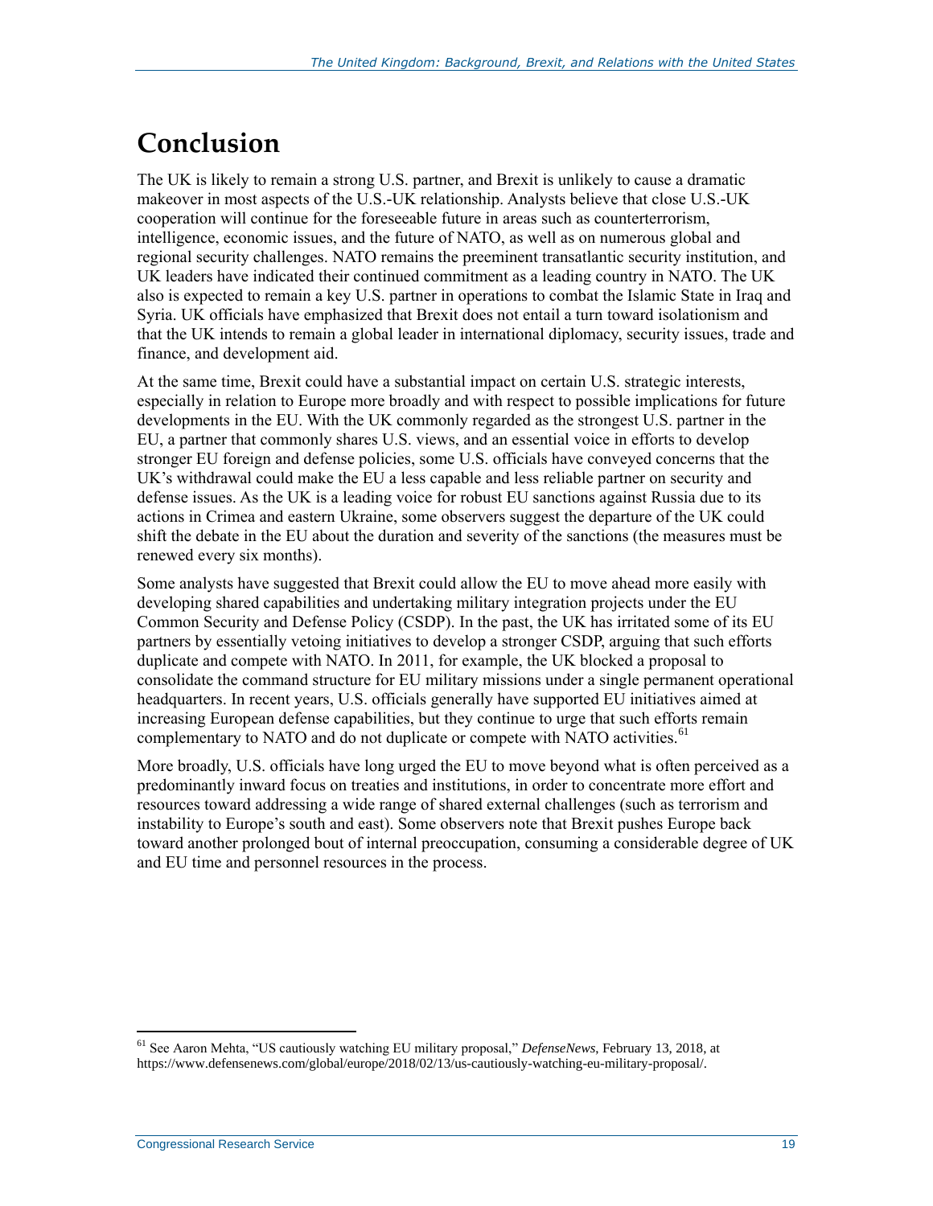# Conclusion

The UK is likely to remain a strong U.S. partner, and Brexit is unlikely to cause a dramatic makeover in most aspects of the U.S.-UK relationship. Analysts believe that close U.S.-UK cooperation will continue for the foreseeable future in areas such as counterterrorism, intelligence, economic issues, and the future of NATO, as well as on numerous global and regional security challenges. NATO remains the preeminent transatlantic security institution, and UK leaders have indicated their continued commitment as a leading country in NATO. The UK also is expected to remain a key U.S. partner in operations to combat the Islamic State in Iraq and Syria. UK officials have emphasized that Brexit does not entail a turn toward isolationism and that the UK intends to remain a global leader in international diplomacy, security issues, trade and finance, and development aid.

At the same time, Brexit could have a substantial impact on certain U.S. strategic interests, especially in relation to Europe more broadly and with respect to possible implications for future developments in the EU. With the UK commonly regarded as the strongest U.S. partner in the EU, a partner that commonly shares U.S. views, and an essential voice in efforts to develop stronger EU foreign and defense policies, some U.S. officials have conveyed concerns that the UK's withdrawal could make the EU a less capable and less reliable partner on security and defense issues. As the UK is a leading voice for robust EU sanctions against Russia due to its actions in Crimea and eastern Ukraine, some observers suggest the departure of the UK could shift the debate in the EU about the duration and severity of the sanctions (the measures must be renewed every six months).

Some analysts have suggested that Brexit could allow the EU to move ahead more easily with developing shared capabilities and undertaking military integration projects under the EU Common Security and Defense Policy (CSDP). In the past, the UK has irritated some of its EU partners by essentially vetoing initiatives to develop a stronger CSDP, arguing that such efforts duplicate and compete with NATO. In 2011, for example, the UK blocked a proposal to consolidate the command structure for EU military missions under a single permanent operational headquarters. In recent years, U.S. officials generally have supported EU initiatives aimed at increasing European defense capabilities, but they continue to urge that such efforts remain complementary to NATO and do not duplicate or compete with NATO activities.[61]

More broadly, U.S. officials have long urged the EU to move beyond what is often perceived as a predominantly inward focus on treaties and institutions, in order to concentrate more effort and resources toward addressing a wide range of shared external challenges (such as terrorism and instability to Europe's south and east). Some observers note that Brexit pushes Europe back toward another prolonged bout of internal preoccupation, consuming a considerable degree of UK and EU time and personnel resources in the process.

---

[61] See Aaron Mehta, "US cautiously watching EU military proposal," *DefenseNews*, February 13, 2018, at https://www.defensenews.com/global/europe/2018/02/13/us-cautiously-watching-eu-military-proposal/.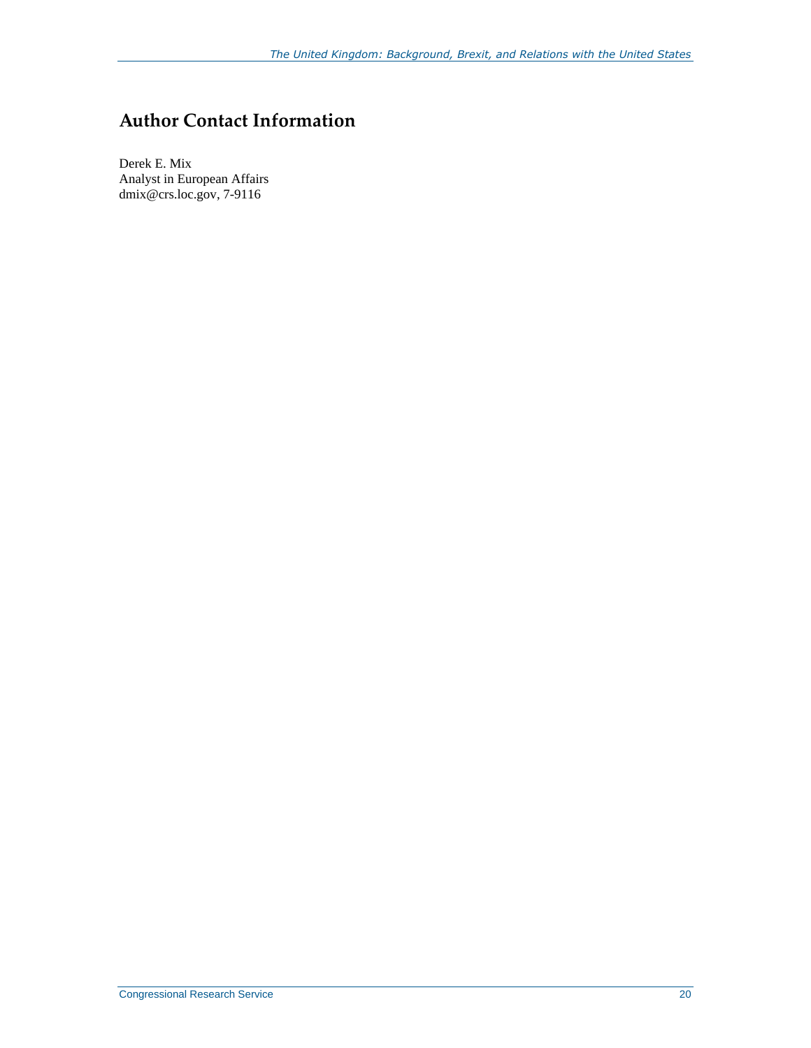## Author Contact Information

Derek E. Mix
Analyst in European Affairs
dmix@crs.loc.gov, 7-9116